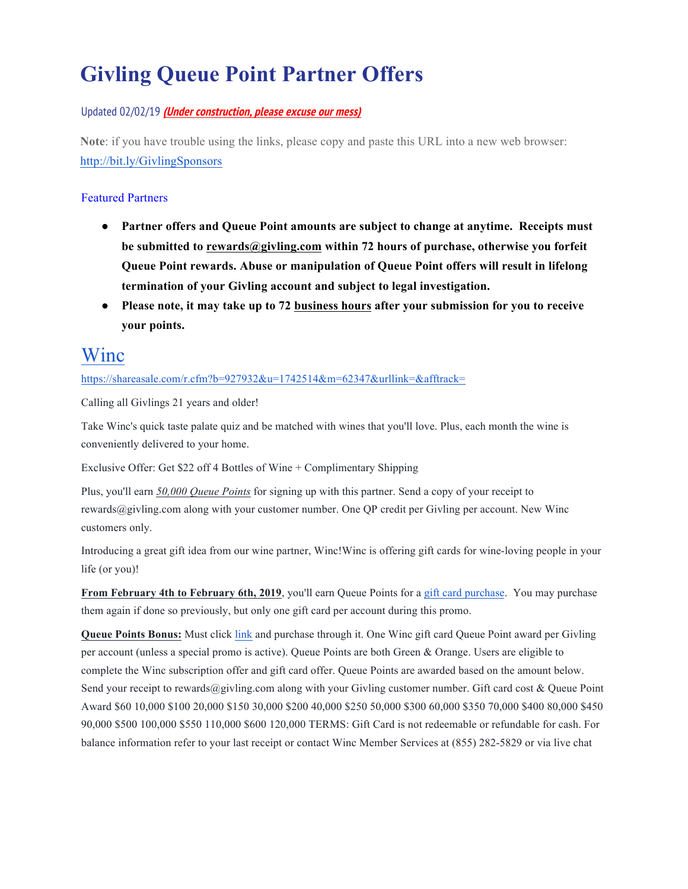# Givling Queue Point Partner Offers

Updated 02/02/19 ***(Under construction, please excuse our mess)***

**Note**: if you have trouble using the links, please copy and paste this URL into a new web browser: http://bit.ly/GivlingSponsors

### Featured Partners

- **Partner offers and Queue Point amounts are subject to change at anytime. Receipts must be submitted to rewards@givling.com within 72 hours of purchase, otherwise you forfeit Queue Point rewards. Abuse or manipulation of Queue Point offers will result in lifelong termination of your Givling account and subject to legal investigation.**
- **Please note, it may take up to 72 business hours after your submission for you to receive your points.**

## Winc

https://shareasale.com/r.cfm?b=927932&u=1742514&m=62347&urllink=&afftrack=

Calling all Givlings 21 years and older!

Take Winc's quick taste palate quiz and be matched with wines that you'll love. Plus, each month the wine is conveniently delivered to your home.

Exclusive Offer: Get $22 off 4 Bottles of Wine + Complimentary Shipping

Plus, you'll earn *50,000 Queue Points* for signing up with this partner. Send a copy of your receipt to rewards@givling.com along with your customer number. One QP credit per Givling per account. New Winc customers only.

Introducing a great gift idea from our wine partner, Winc!Winc is offering gift cards for wine-loving people in your life (or you)!

**From February 4th to February 6th, 2019**, you'll earn Queue Points for a gift card purchase. You may purchase them again if done so previously, but only one gift card per account during this promo.

**Queue Points Bonus:** Must click link and purchase through it. One Winc gift card Queue Point award per Givling per account (unless a special promo is active). Queue Points are both Green & Orange. Users are eligible to complete the Winc subscription offer and gift card offer. Queue Points are awarded based on the amount below. Send your receipt to rewards@givling.com along with your Givling customer number. Gift card cost & Queue Point Award $60 10,000 $100 20,000 $150 30,000 $200 40,000 $250 50,000 $300 60,000 $350 70,000 $400 80,000 $450 90,000 $500 100,000 $550 110,000 $600 120,000 TERMS: Gift Card is not redeemable or refundable for cash. For balance information refer to your last receipt or contact Winc Member Services at (855) 282-5829 or via live chat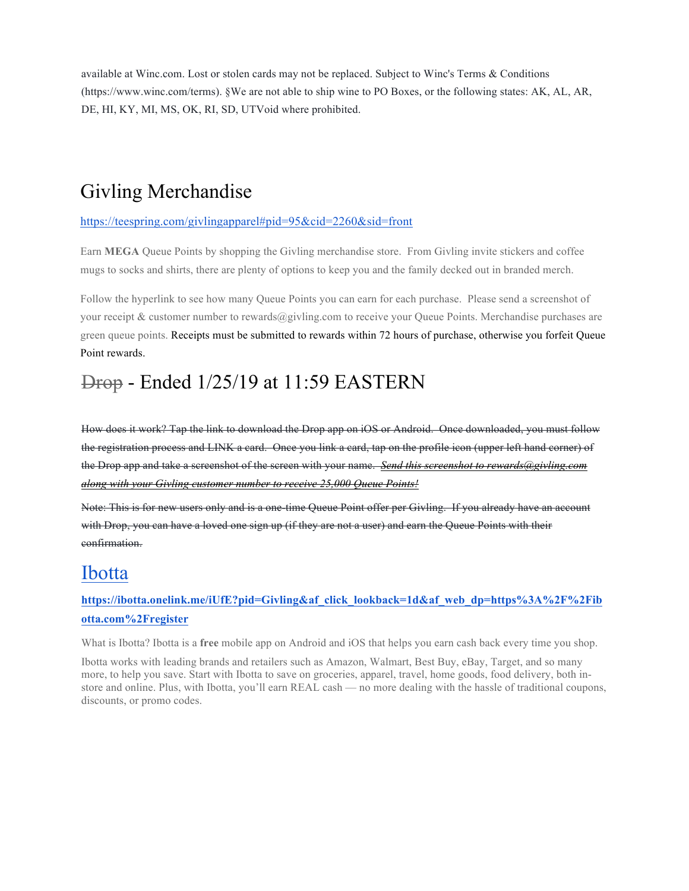available at Winc.com. Lost or stolen cards may not be replaced. Subject to Winc's Terms & Conditions (https://www.winc.com/terms). §We are not able to ship wine to PO Boxes, or the following states: AK, AL, AR, DE, HI, KY, MI, MS, OK, RI, SD, UTVoid where prohibited.

## Givling Merchandise

[https://teespring.com/givlingapparel#pid=95&cid=2260&sid=front](https://teespring.com/givlingapparel#pid=95&cid=2260&sid=front)

Earn **MEGA** Queue Points by shopping the Givling merchandise store. From Givling invite stickers and coffee mugs to socks and shirts, there are plenty of options to keep you and the family decked out in branded merch.

Follow the hyperlink to see how many Queue Points you can earn for each purchase. Please send a screenshot of your receipt & customer number to rewards@givling.com to receive your Queue Points. Merchandise purchases are green queue points. Receipts must be submitted to rewards within 72 hours of purchase, otherwise you forfeit Queue Point rewards.

## ~~Drop~~ - Ended 1/25/19 at 11:59 EASTERN

~~How does it work? Tap the link to download the Drop app on iOS or Android. Once downloaded, you must follow the registration process and LINK a card. Once you link a card, tap on the profile icon (upper left hand corner) of the Drop app and take a screenshot of the screen with your name.~~ ~~***Send this screenshot to rewards@givling.com along with your Givling customer number to receive 25,000 Queue Points!***~~

~~Note: This is for new users only and is a one-time Queue Point offer per Givling. If you already have an account with Drop, you can have a loved one sign up (if they are not a user) and earn the Queue Points with their confirmation.~~

## Ibotta

**[https://ibotta.onelink.me/iUfE?pid=Givling&af_click_lookback=1d&af_web_dp=https%3A%2F%2Fibotta.com%2Fregister](https://ibotta.onelink.me/iUfE?pid=Givling&af_click_lookback=1d&af_web_dp=https%3A%2F%2Fibotta.com%2Fregister)**

What is Ibotta? Ibotta is a **free** mobile app on Android and iOS that helps you earn cash back every time you shop.

Ibotta works with leading brands and retailers such as Amazon, Walmart, Best Buy, eBay, Target, and so many more, to help you save. Start with Ibotta to save on groceries, apparel, travel, home goods, food delivery, both in-store and online. Plus, with Ibotta, you'll earn REAL cash — no more dealing with the hassle of traditional coupons, discounts, or promo codes.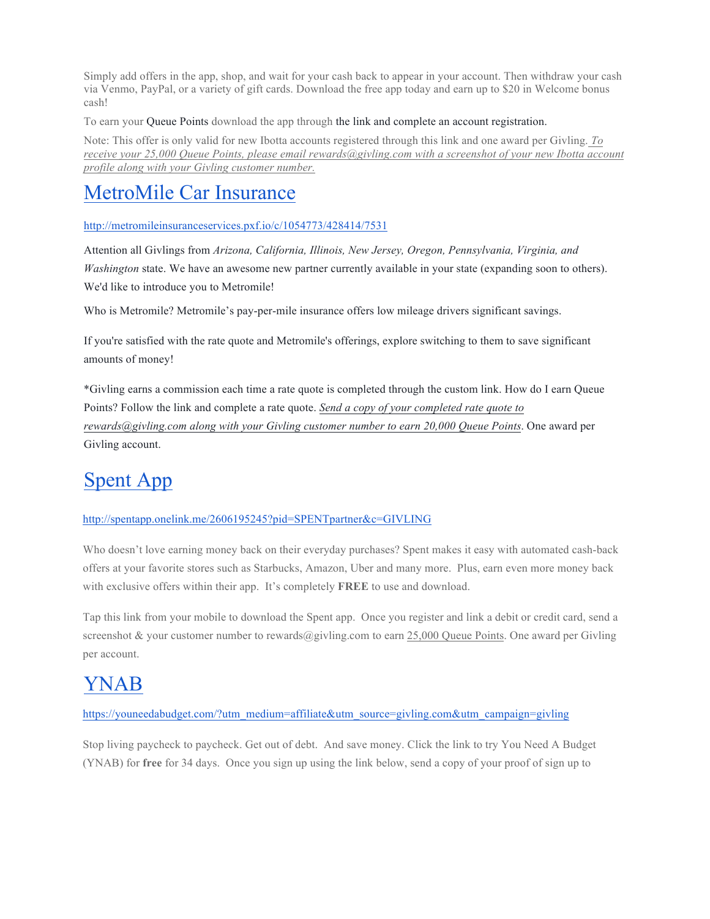Simply add offers in the app, shop, and wait for your cash back to appear in your account. Then withdraw your cash via Venmo, PayPal, or a variety of gift cards. Download the free app today and earn up to $20 in Welcome bonus cash!

To earn your Queue Points download the app through the link and complete an account registration.

Note: This offer is only valid for new Ibotta accounts registered through this link and one award per Givling. *To receive your 25,000 Queue Points, please email rewards@givling.com with a screenshot of your new Ibotta account profile along with your Givling customer number.*

# MetroMile Car Insurance

http://metromileinsuranceservices.pxf.io/c/1054773/428414/7531

Attention all Givlings from *Arizona, California, Illinois, New Jersey, Oregon, Pennsylvania, Virginia, and Washington* state. We have an awesome new partner currently available in your state (expanding soon to others). We'd like to introduce you to Metromile!

Who is Metromile? Metromile's pay-per-mile insurance offers low mileage drivers significant savings.

If you're satisfied with the rate quote and Metromile's offerings, explore switching to them to save significant amounts of money!

*Givling earns a commission each time a rate quote is completed through the custom link. How do I earn Queue Points? Follow the link and complete a rate quote. *Send a copy of your completed rate quote to rewards@givling.com along with your Givling customer number to earn 20,000 Queue Points*. One award per Givling account.

# Spent App

http://spentapp.onelink.me/2606195245?pid=SPENTpartner&c=GIVLING

Who doesn't love earning money back on their everyday purchases? Spent makes it easy with automated cash-back offers at your favorite stores such as Starbucks, Amazon, Uber and many more. Plus, earn even more money back with exclusive offers within their app. It's completely **FREE** to use and download.

Tap this link from your mobile to download the Spent app. Once you register and link a debit or credit card, send a screenshot & your customer number to rewards@givling.com to earn 25,000 Queue Points. One award per Givling per account.

# YNAB

https://youneedabudget.com/?utm_medium=affiliate&utm_source=givling.com&utm_campaign=givling

Stop living paycheck to paycheck. Get out of debt. And save money. Click the link to try You Need A Budget (YNAB) for **free** for 34 days. Once you sign up using the link below, send a copy of your proof of sign up to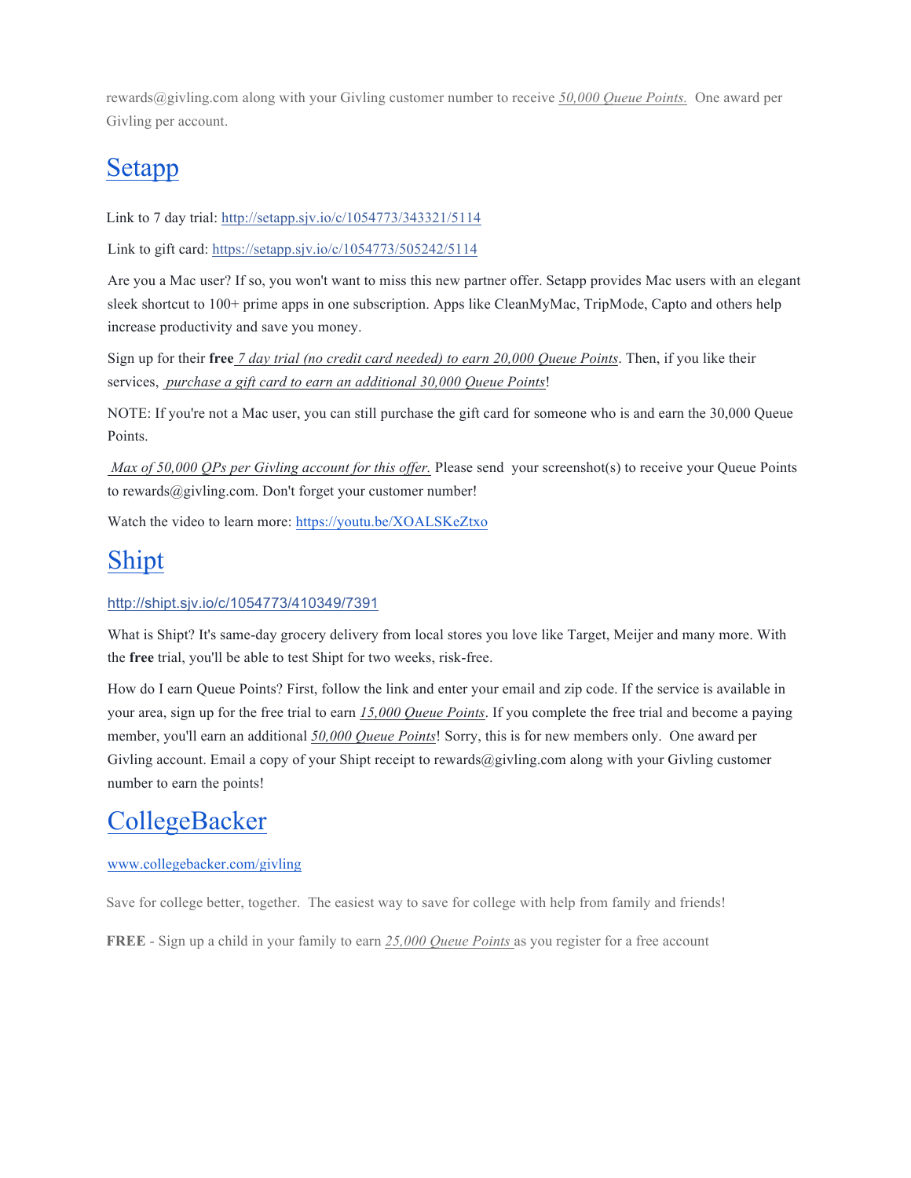rewards@givling.com along with your Givling customer number to receive *50,000 Queue Points.* One award per Givling per account.

## Setapp

Link to 7 day trial: http://setapp.sjv.io/c/1054773/343321/5114

Link to gift card: https://setapp.sjv.io/c/1054773/505242/5114

Are you a Mac user? If so, you won't want to miss this new partner offer. Setapp provides Mac users with an elegant sleek shortcut to 100+ prime apps in one subscription. Apps like CleanMyMac, TripMode, Capto and others help increase productivity and save you money.

Sign up for their **free** *7 day trial (no credit card needed) to earn 20,000 Queue Points*. Then, if you like their services, *purchase a gift card to earn an additional 30,000 Queue Points*!

NOTE: If you're not a Mac user, you can still purchase the gift card for someone who is and earn the 30,000 Queue Points.

*Max of 50,000 QPs per Givling account for this offer.* Please send your screenshot(s) to receive your Queue Points to rewards@givling.com. Don't forget your customer number!

Watch the video to learn more: https://youtu.be/XOALSKeZtxo

## Shipt

http://shipt.sjv.io/c/1054773/410349/7391

What is Shipt? It's same-day grocery delivery from local stores you love like Target, Meijer and many more. With the **free** trial, you'll be able to test Shipt for two weeks, risk-free.

How do I earn Queue Points? First, follow the link and enter your email and zip code. If the service is available in your area, sign up for the free trial to earn *15,000 Queue Points*. If you complete the free trial and become a paying member, you'll earn an additional *50,000 Queue Points*! Sorry, this is for new members only. One award per Givling account. Email a copy of your Shipt receipt to rewards@givling.com along with your Givling customer number to earn the points!

## CollegeBacker

www.collegebacker.com/givling

Save for college better, together. The easiest way to save for college with help from family and friends!

**FREE** - Sign up a child in your family to earn *25,000 Queue Points* as you register for a free account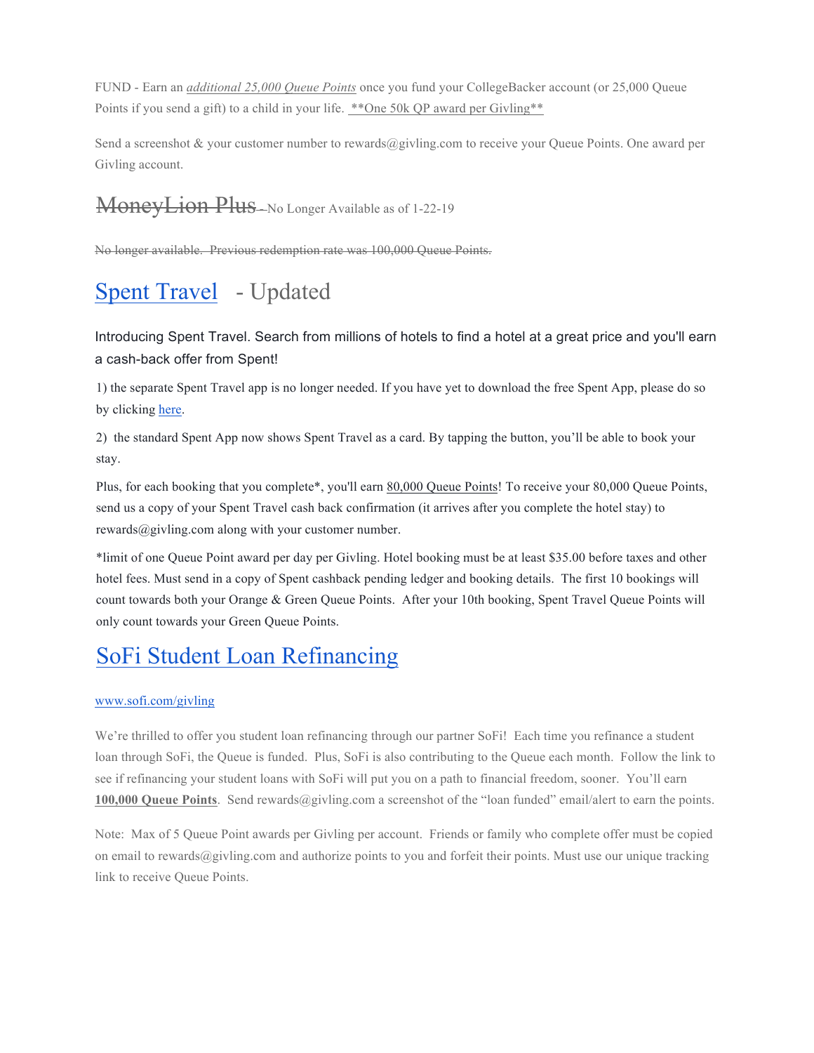FUND - Earn an *additional 25,000 Queue Points* once you fund your CollegeBacker account (or 25,000 Queue Points if you send a gift) to a child in your life. **One 50k QP award per Givling**

Send a screenshot & your customer number to rewards@givling.com to receive your Queue Points. One award per Givling account.

## ~~MoneyLion Plus~~ - No Longer Available as of 1-22-19

~~No longer available. Previous redemption rate was 100,000 Queue Points.~~

## Spent Travel - Updated

Introducing Spent Travel. Search from millions of hotels to find a hotel at a great price and you'll earn a cash-back offer from Spent!

1) the separate Spent Travel app is no longer needed. If you have yet to download the free Spent App, please do so by clicking here.

2) the standard Spent App now shows Spent Travel as a card. By tapping the button, you'll be able to book your stay.

Plus, for each booking that you complete*, you'll earn 80,000 Queue Points! To receive your 80,000 Queue Points, send us a copy of your Spent Travel cash back confirmation (it arrives after you complete the hotel stay) to rewards@givling.com along with your customer number.

*limit of one Queue Point award per day per Givling. Hotel booking must be at least $35.00 before taxes and other hotel fees. Must send in a copy of Spent cashback pending ledger and booking details. The first 10 bookings will count towards both your Orange & Green Queue Points. After your 10th booking, Spent Travel Queue Points will only count towards your Green Queue Points.

## SoFi Student Loan Refinancing

www.sofi.com/givling

We're thrilled to offer you student loan refinancing through our partner SoFi! Each time you refinance a student loan through SoFi, the Queue is funded. Plus, SoFi is also contributing to the Queue each month. Follow the link to see if refinancing your student loans with SoFi will put you on a path to financial freedom, sooner. You'll earn **100,000 Queue Points**. Send rewards@givling.com a screenshot of the "loan funded" email/alert to earn the points.

Note: Max of 5 Queue Point awards per Givling per account. Friends or family who complete offer must be copied on email to rewards@givling.com and authorize points to you and forfeit their points. Must use our unique tracking link to receive Queue Points.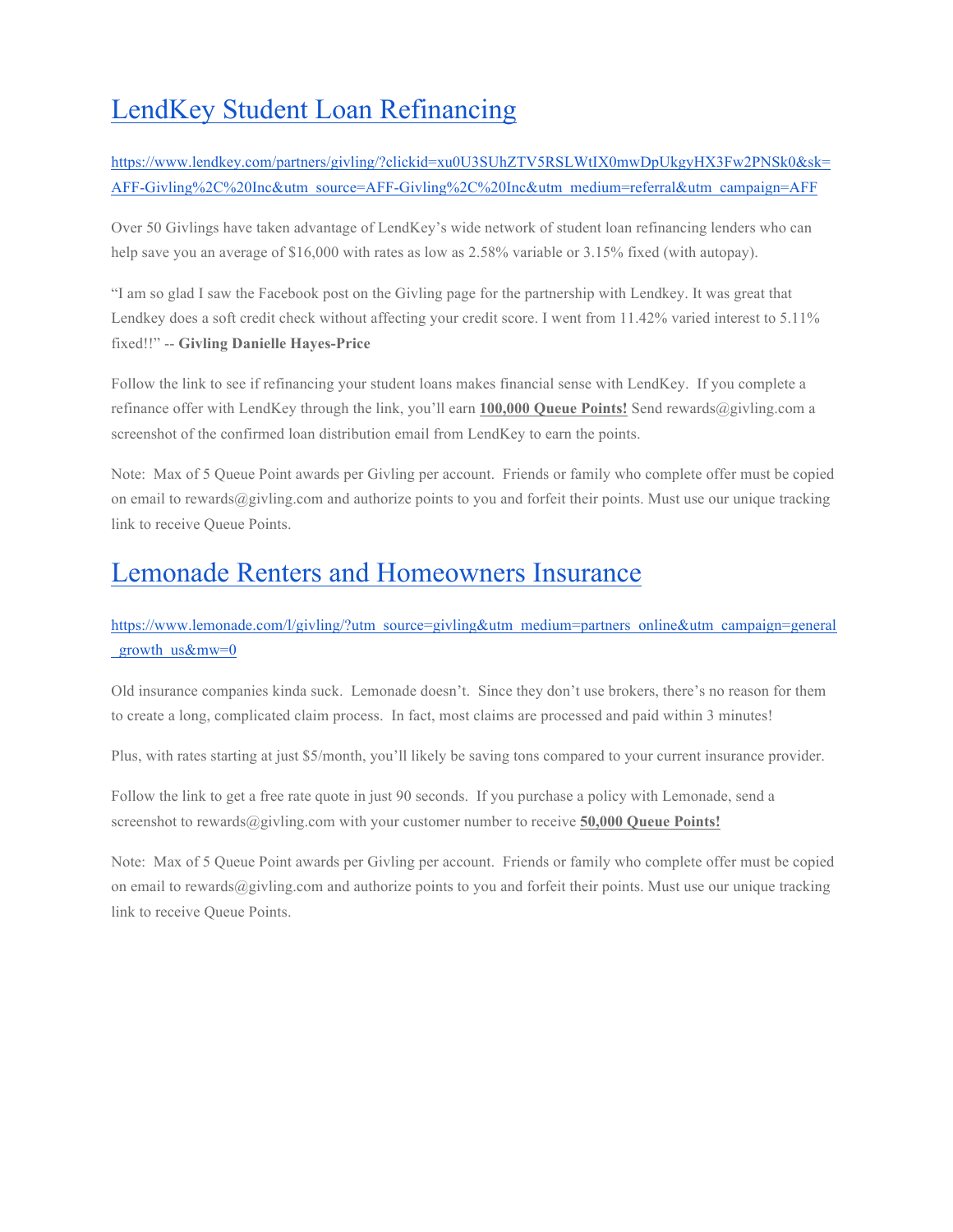## LendKey Student Loan Refinancing

https://www.lendkey.com/partners/givling/?clickid=xu0U3SUhZTV5RSLWtIX0mwDpUkgyHX3Fw2PNSk0&sk=AFF-Givling%2C%20Inc&utm_source=AFF-Givling%2C%20Inc&utm_medium=referral&utm_campaign=AFF

Over 50 Givlings have taken advantage of LendKey's wide network of student loan refinancing lenders who can help save you an average of $16,000 with rates as low as 2.58% variable or 3.15% fixed (with autopay).

"I am so glad I saw the Facebook post on the Givling page for the partnership with Lendkey. It was great that Lendkey does a soft credit check without affecting your credit score. I went from 11.42% varied interest to 5.11% fixed!!" -- **Givling Danielle Hayes-Price**

Follow the link to see if refinancing your student loans makes financial sense with LendKey. If you complete a refinance offer with LendKey through the link, you'll earn **100,000 Queue Points!** Send rewards@givling.com a screenshot of the confirmed loan distribution email from LendKey to earn the points.

Note: Max of 5 Queue Point awards per Givling per account. Friends or family who complete offer must be copied on email to rewards@givling.com and authorize points to you and forfeit their points. Must use our unique tracking link to receive Queue Points.

## Lemonade Renters and Homeowners Insurance

https://www.lemonade.com/l/givling/?utm_source=givling&utm_medium=partners_online&utm_campaign=general_growth_us&mw=0

Old insurance companies kinda suck. Lemonade doesn't. Since they don't use brokers, there's no reason for them to create a long, complicated claim process. In fact, most claims are processed and paid within 3 minutes!

Plus, with rates starting at just $5/month, you'll likely be saving tons compared to your current insurance provider.

Follow the link to get a free rate quote in just 90 seconds. If you purchase a policy with Lemonade, send a screenshot to rewards@givling.com with your customer number to receive **50,000 Queue Points!**

Note: Max of 5 Queue Point awards per Givling per account. Friends or family who complete offer must be copied on email to rewards@givling.com and authorize points to you and forfeit their points. Must use our unique tracking link to receive Queue Points.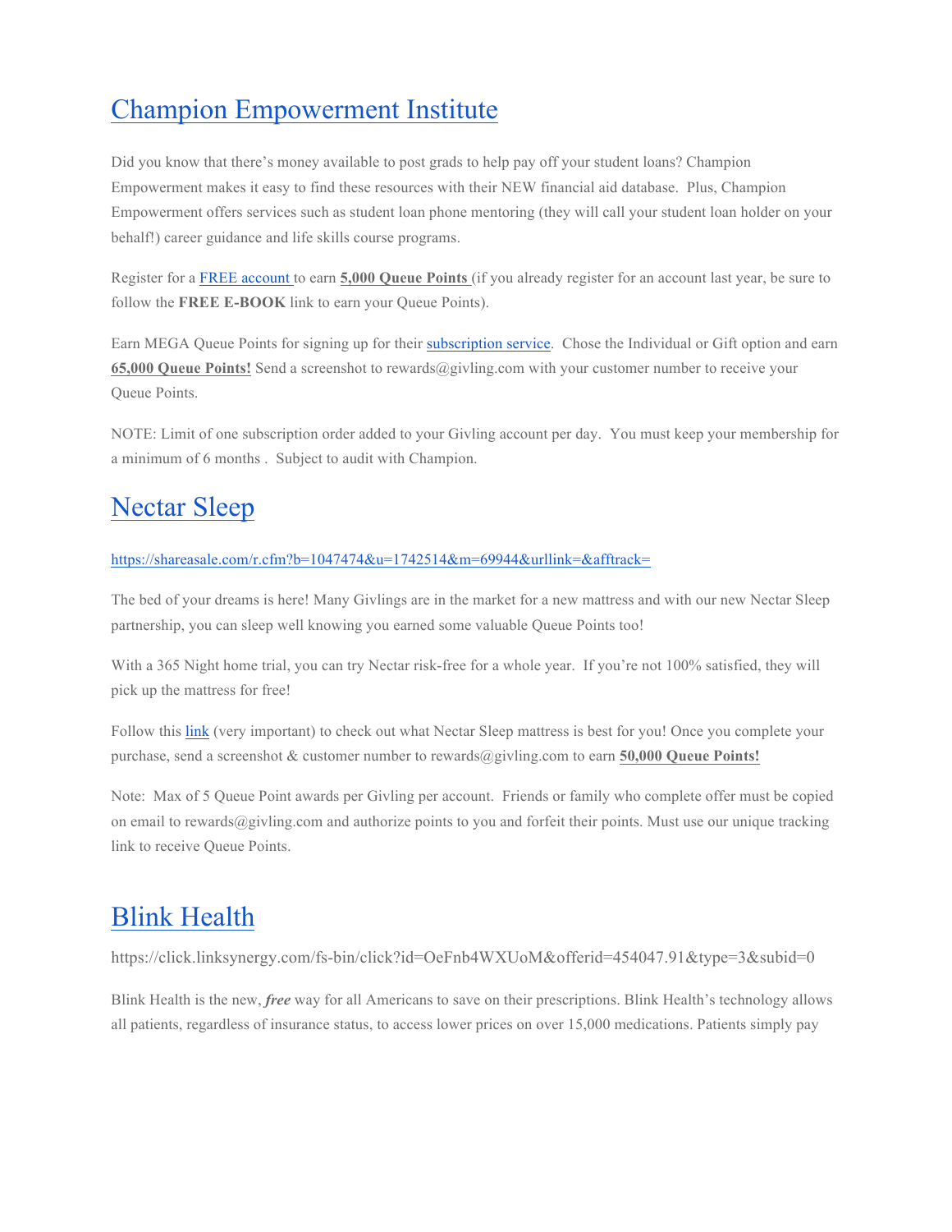# Champion Empowerment Institute

Did you know that there's money available to post grads to help pay off your student loans? Champion Empowerment makes it easy to find these resources with their NEW financial aid database. Plus, Champion Empowerment offers services such as student loan phone mentoring (they will call your student loan holder on your behalf!) career guidance and life skills course programs.

Register for a FREE account to earn **5,000 Queue Points** (if you already register for an account last year, be sure to follow the **FREE E-BOOK** link to earn your Queue Points).

Earn MEGA Queue Points for signing up for their subscription service. Chose the Individual or Gift option and earn **65,000 Queue Points!** Send a screenshot to rewards@givling.com with your customer number to receive your Queue Points.

NOTE: Limit of one subscription order added to your Givling account per day. You must keep your membership for a minimum of 6 months . Subject to audit with Champion.

# Nectar Sleep

https://shareasale.com/r.cfm?b=1047474&u=1742514&m=69944&urllink=&afftrack=

The bed of your dreams is here! Many Givlings are in the market for a new mattress and with our new Nectar Sleep partnership, you can sleep well knowing you earned some valuable Queue Points too!

With a 365 Night home trial, you can try Nectar risk-free for a whole year. If you're not 100% satisfied, they will pick up the mattress for free!

Follow this link (very important) to check out what Nectar Sleep mattress is best for you! Once you complete your purchase, send a screenshot & customer number to rewards@givling.com to earn **50,000 Queue Points!**

Note: Max of 5 Queue Point awards per Givling per account. Friends or family who complete offer must be copied on email to rewards@givling.com and authorize points to you and forfeit their points. Must use our unique tracking link to receive Queue Points.

# Blink Health

https://click.linksynergy.com/fs-bin/click?id=OeFnb4WXUoM&offerid=454047.91&type=3&subid=0

Blink Health is the new, ***free*** way for all Americans to save on their prescriptions. Blink Health's technology allows all patients, regardless of insurance status, to access lower prices on over 15,000 medications. Patients simply pay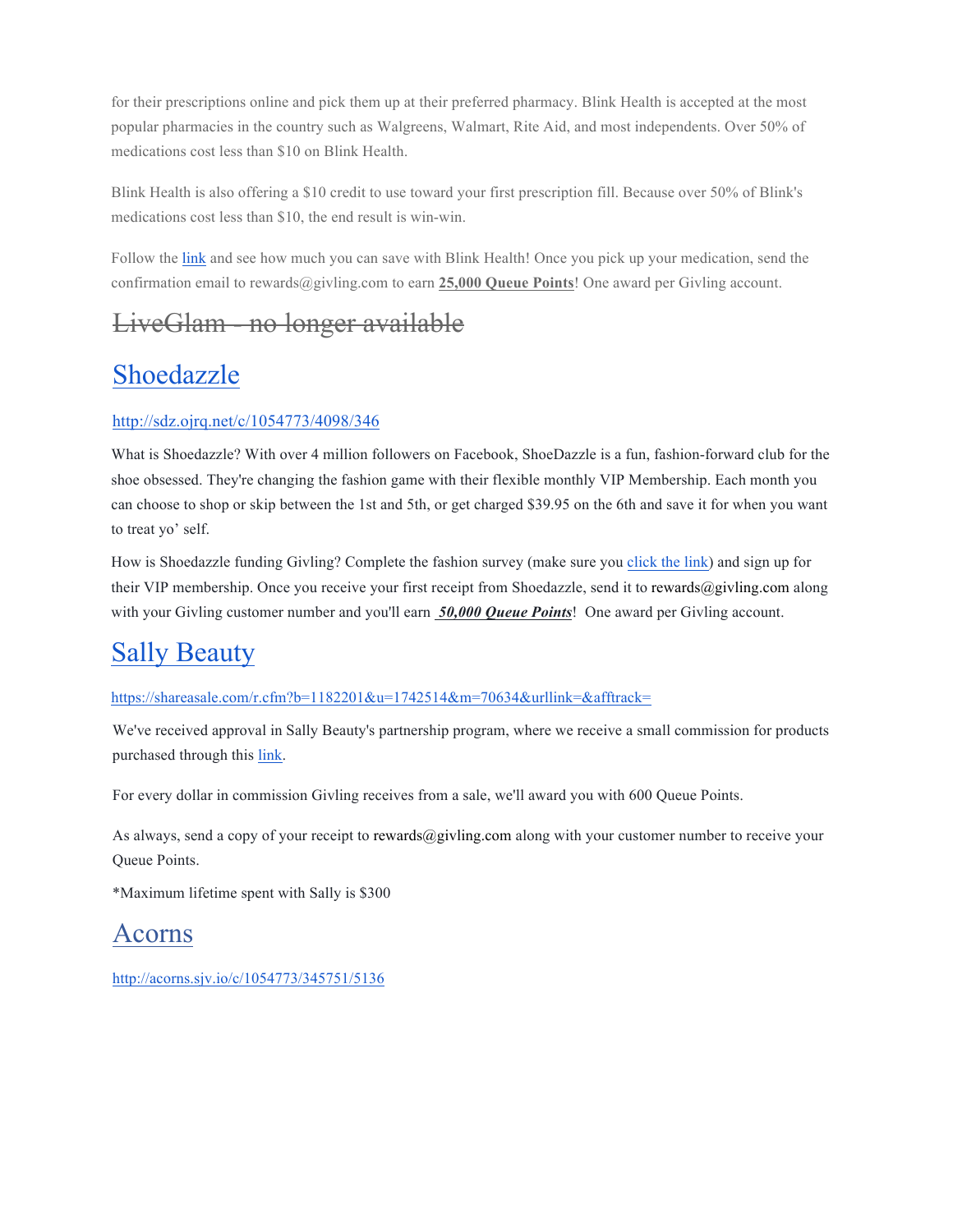for their prescriptions online and pick them up at their preferred pharmacy. Blink Health is accepted at the most popular pharmacies in the country such as Walgreens, Walmart, Rite Aid, and most independents. Over 50% of medications cost less than $10 on Blink Health.

Blink Health is also offering a $10 credit to use toward your first prescription fill. Because over 50% of Blink's medications cost less than $10, the end result is win-win.

Follow the link and see how much you can save with Blink Health! Once you pick up your medication, send the confirmation email to rewards@givling.com to earn **25,000 Queue Points**! One award per Givling account.

## ~~LiveGlam - no longer available~~

## Shoedazzle

http://sdz.ojrq.net/c/1054773/4098/346

What is Shoedazzle? With over 4 million followers on Facebook, ShoeDazzle is a fun, fashion-forward club for the shoe obsessed. They're changing the fashion game with their flexible monthly VIP Membership. Each month you can choose to shop or skip between the 1st and 5th, or get charged $39.95 on the 6th and save it for when you want to treat yo' self.

How is Shoedazzle funding Givling? Complete the fashion survey (make sure you click the link) and sign up for their VIP membership. Once you receive your first receipt from Shoedazzle, send it to rewards@givling.com along with your Givling customer number and you'll earn ***50,000 Queue Points***! One award per Givling account.

## Sally Beauty

https://shareasale.com/r.cfm?b=1182201&u=1742514&m=70634&urllink=&afftrack=

We've received approval in Sally Beauty's partnership program, where we receive a small commission for products purchased through this link.

For every dollar in commission Givling receives from a sale, we'll award you with 600 Queue Points.

As always, send a copy of your receipt to rewards@givling.com along with your customer number to receive your Queue Points.

*Maximum lifetime spent with Sally is $300

## Acorns

http://acorns.sjv.io/c/1054773/345751/5136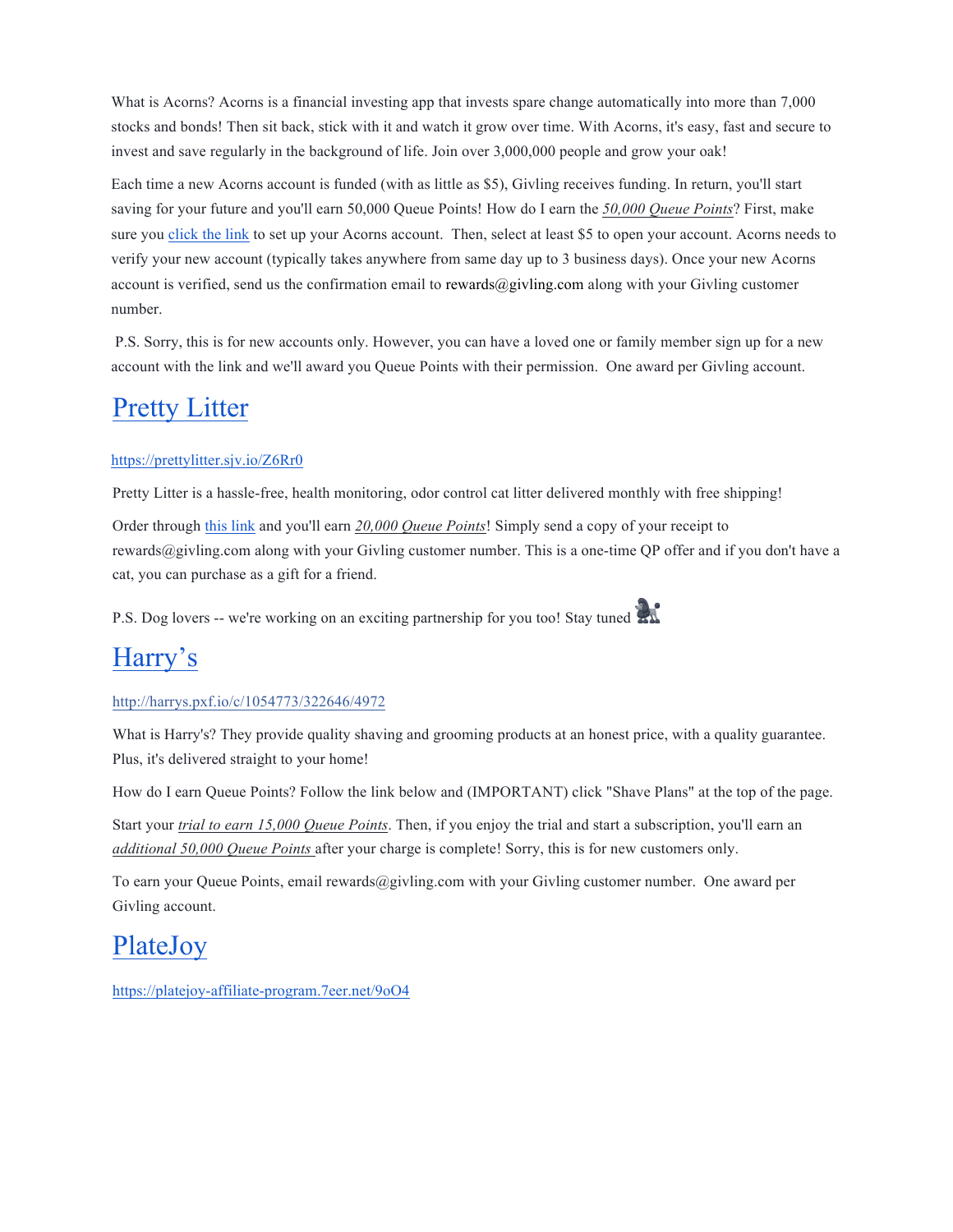What is Acorns? Acorns is a financial investing app that invests spare change automatically into more than 7,000 stocks and bonds! Then sit back, stick with it and watch it grow over time. With Acorns, it's easy, fast and secure to invest and save regularly in the background of life. Join over 3,000,000 people and grow your oak!

Each time a new Acorns account is funded (with as little as $5), Givling receives funding. In return, you'll start saving for your future and you'll earn 50,000 Queue Points! How do I earn the *50,000 Queue Points*? First, make sure you click the link to set up your Acorns account. Then, select at least $5 to open your account. Acorns needs to verify your new account (typically takes anywhere from same day up to 3 business days). Once your new Acorns account is verified, send us the confirmation email to rewards@givling.com along with your Givling customer number.

P.S. Sorry, this is for new accounts only. However, you can have a loved one or family member sign up for a new account with the link and we'll award you Queue Points with their permission. One award per Givling account.

# Pretty Litter

https://prettylitter.sjv.io/Z6Rr0

Pretty Litter is a hassle-free, health monitoring, odor control cat litter delivered monthly with free shipping!

Order through this link and you'll earn *20,000 Queue Points*! Simply send a copy of your receipt to rewards@givling.com along with your Givling customer number. This is a one-time QP offer and if you don't have a cat, you can purchase as a gift for a friend.

P.S. Dog lovers -- we're working on an exciting partnership for you too! Stay tuned 🐩

# Harry's

http://harrys.pxf.io/c/1054773/322646/4972

What is Harry's? They provide quality shaving and grooming products at an honest price, with a quality guarantee. Plus, it's delivered straight to your home!

How do I earn Queue Points? Follow the link below and (IMPORTANT) click "Shave Plans" at the top of the page.

Start your *trial to earn 15,000 Queue Points*. Then, if you enjoy the trial and start a subscription, you'll earn an *additional 50,000 Queue Points* after your charge is complete! Sorry, this is for new customers only.

To earn your Queue Points, email rewards@givling.com with your Givling customer number. One award per Givling account.

# PlateJoy

https://platejoy-affiliate-program.7eer.net/9oO4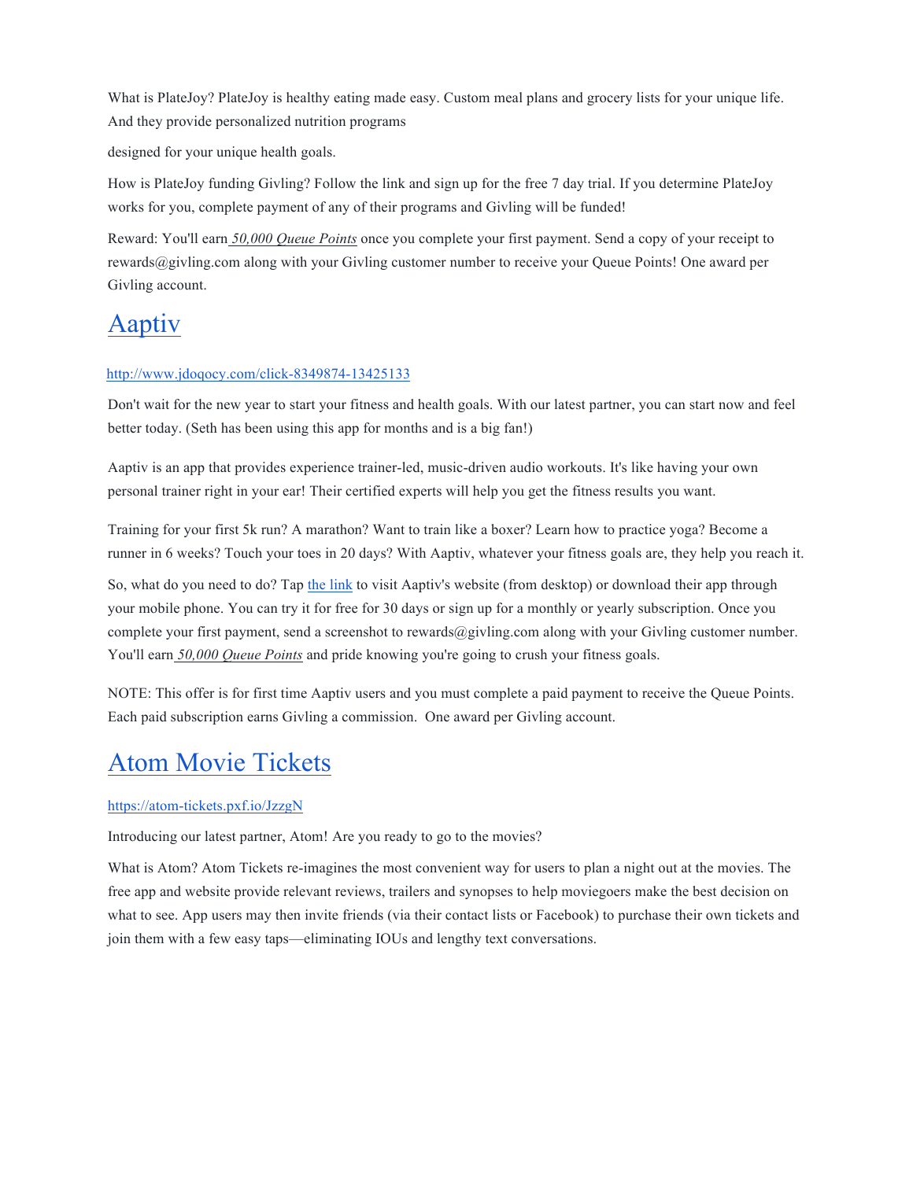What is PlateJoy? PlateJoy is healthy eating made easy. Custom meal plans and grocery lists for your unique life. And they provide personalized nutrition programs

designed for your unique health goals.

How is PlateJoy funding Givling? Follow the link and sign up for the free 7 day trial. If you determine PlateJoy works for you, complete payment of any of their programs and Givling will be funded!

Reward: You'll earn *50,000 Queue Points* once you complete your first payment. Send a copy of your receipt to rewards@givling.com along with your Givling customer number to receive your Queue Points! One award per Givling account.

# Aaptiv

http://www.jdoqocy.com/click-8349874-13425133

Don't wait for the new year to start your fitness and health goals. With our latest partner, you can start now and feel better today. (Seth has been using this app for months and is a big fan!)

Aaptiv is an app that provides experience trainer-led, music-driven audio workouts. It's like having your own personal trainer right in your ear! Their certified experts will help you get the fitness results you want.

Training for your first 5k run? A marathon? Want to train like a boxer? Learn how to practice yoga? Become a runner in 6 weeks? Touch your toes in 20 days? With Aaptiv, whatever your fitness goals are, they help you reach it.

So, what do you need to do? Tap the link to visit Aaptiv's website (from desktop) or download their app through your mobile phone. You can try it for free for 30 days or sign up for a monthly or yearly subscription. Once you complete your first payment, send a screenshot to rewards@givling.com along with your Givling customer number. You'll earn *50,000 Queue Points* and pride knowing you're going to crush your fitness goals.

NOTE: This offer is for first time Aaptiv users and you must complete a paid payment to receive the Queue Points. Each paid subscription earns Givling a commission. One award per Givling account.

# Atom Movie Tickets

https://atom-tickets.pxf.io/JzzgN

Introducing our latest partner, Atom! Are you ready to go to the movies?

What is Atom? Atom Tickets re-imagines the most convenient way for users to plan a night out at the movies. The free app and website provide relevant reviews, trailers and synopses to help moviegoers make the best decision on what to see. App users may then invite friends (via their contact lists or Facebook) to purchase their own tickets and join them with a few easy taps—eliminating IOUs and lengthy text conversations.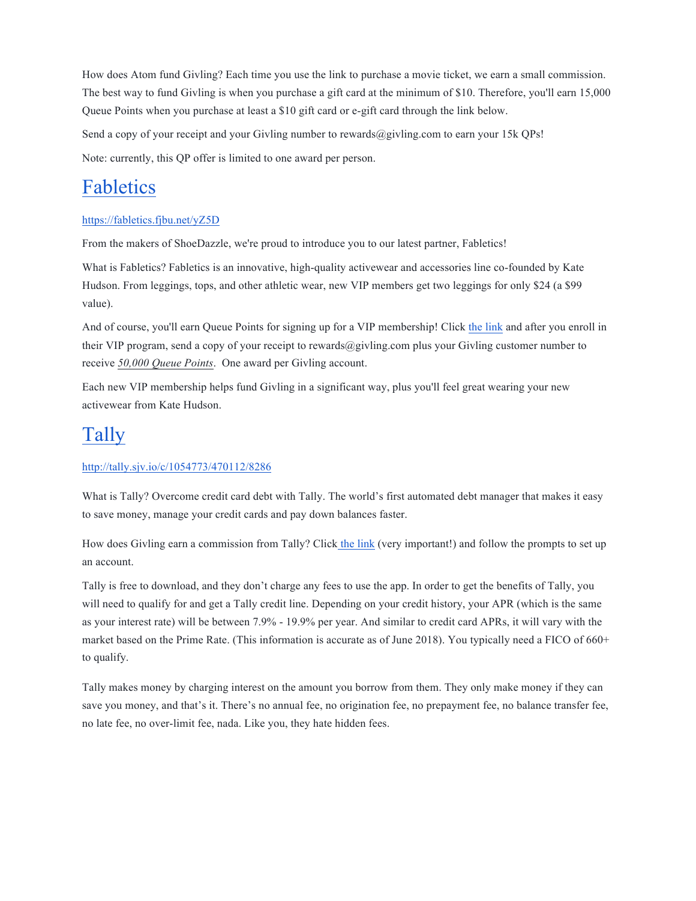How does Atom fund Givling? Each time you use the link to purchase a movie ticket, we earn a small commission. The best way to fund Givling is when you purchase a gift card at the minimum of $10. Therefore, you'll earn 15,000 Queue Points when you purchase at least a $10 gift card or e-gift card through the link below.

Send a copy of your receipt and your Givling number to rewards@givling.com to earn your 15k QPs!

Note: currently, this QP offer is limited to one award per person.

## Fabletics

https://fabletics.fjbu.net/yZ5D

From the makers of ShoeDazzle, we're proud to introduce you to our latest partner, Fabletics!

What is Fabletics? Fabletics is an innovative, high-quality activewear and accessories line co-founded by Kate Hudson. From leggings, tops, and other athletic wear, new VIP members get two leggings for only $24 (a $99 value).

And of course, you'll earn Queue Points for signing up for a VIP membership! Click the link and after you enroll in their VIP program, send a copy of your receipt to rewards@givling.com plus your Givling customer number to receive *50,000 Queue Points*. One award per Givling account.

Each new VIP membership helps fund Givling in a significant way, plus you'll feel great wearing your new activewear from Kate Hudson.

## Tally

http://tally.sjv.io/c/1054773/470112/8286

What is Tally? Overcome credit card debt with Tally. The world's first automated debt manager that makes it easy to save money, manage your credit cards and pay down balances faster.

How does Givling earn a commission from Tally? Click the link (very important!) and follow the prompts to set up an account.

Tally is free to download, and they don't charge any fees to use the app. In order to get the benefits of Tally, you will need to qualify for and get a Tally credit line. Depending on your credit history, your APR (which is the same as your interest rate) will be between 7.9% - 19.9% per year. And similar to credit card APRs, it will vary with the market based on the Prime Rate. (This information is accurate as of June 2018). You typically need a FICO of 660+ to qualify.

Tally makes money by charging interest on the amount you borrow from them. They only make money if they can save you money, and that's it. There's no annual fee, no origination fee, no prepayment fee, no balance transfer fee, no late fee, no over-limit fee, nada. Like you, they hate hidden fees.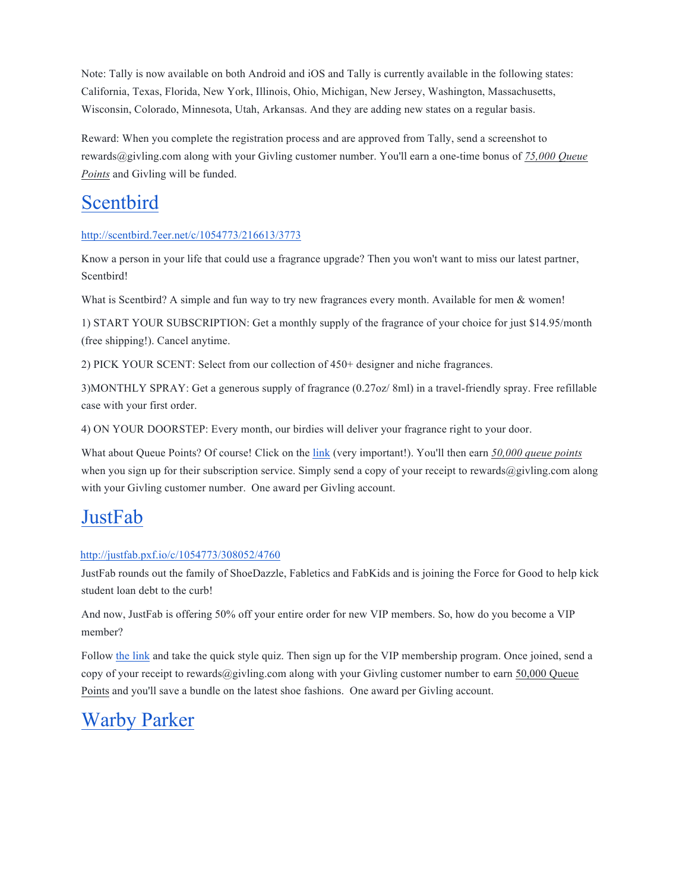Note: Tally is now available on both Android and iOS and Tally is currently available in the following states: California, Texas, Florida, New York, Illinois, Ohio, Michigan, New Jersey, Washington, Massachusetts, Wisconsin, Colorado, Minnesota, Utah, Arkansas. And they are adding new states on a regular basis.

Reward: When you complete the registration process and are approved from Tally, send a screenshot to rewards@givling.com along with your Givling customer number. You'll earn a one-time bonus of *75,000 Queue Points* and Givling will be funded.

## Scentbird

http://scentbird.7eer.net/c/1054773/216613/3773

Know a person in your life that could use a fragrance upgrade? Then you won't want to miss our latest partner, Scentbird!

What is Scentbird? A simple and fun way to try new fragrances every month. Available for men & women!

1) START YOUR SUBSCRIPTION: Get a monthly supply of the fragrance of your choice for just $14.95/month (free shipping!). Cancel anytime.

2) PICK YOUR SCENT: Select from our collection of 450+ designer and niche fragrances.

3)MONTHLY SPRAY: Get a generous supply of fragrance (0.27oz/ 8ml) in a travel-friendly spray. Free refillable case with your first order.

4) ON YOUR DOORSTEP: Every month, our birdies will deliver your fragrance right to your door.

What about Queue Points? Of course! Click on the link (very important!). You'll then earn *50,000 queue points* when you sign up for their subscription service. Simply send a copy of your receipt to rewards@givling.com along with your Givling customer number. One award per Givling account.

## JustFab

http://justfab.pxf.io/c/1054773/308052/4760

JustFab rounds out the family of ShoeDazzle, Fabletics and FabKids and is joining the Force for Good to help kick student loan debt to the curb!

And now, JustFab is offering 50% off your entire order for new VIP members. So, how do you become a VIP member?

Follow the link and take the quick style quiz. Then sign up for the VIP membership program. Once joined, send a copy of your receipt to rewards@givling.com along with your Givling customer number to earn 50,000 Queue Points and you'll save a bundle on the latest shoe fashions. One award per Givling account.

## Warby Parker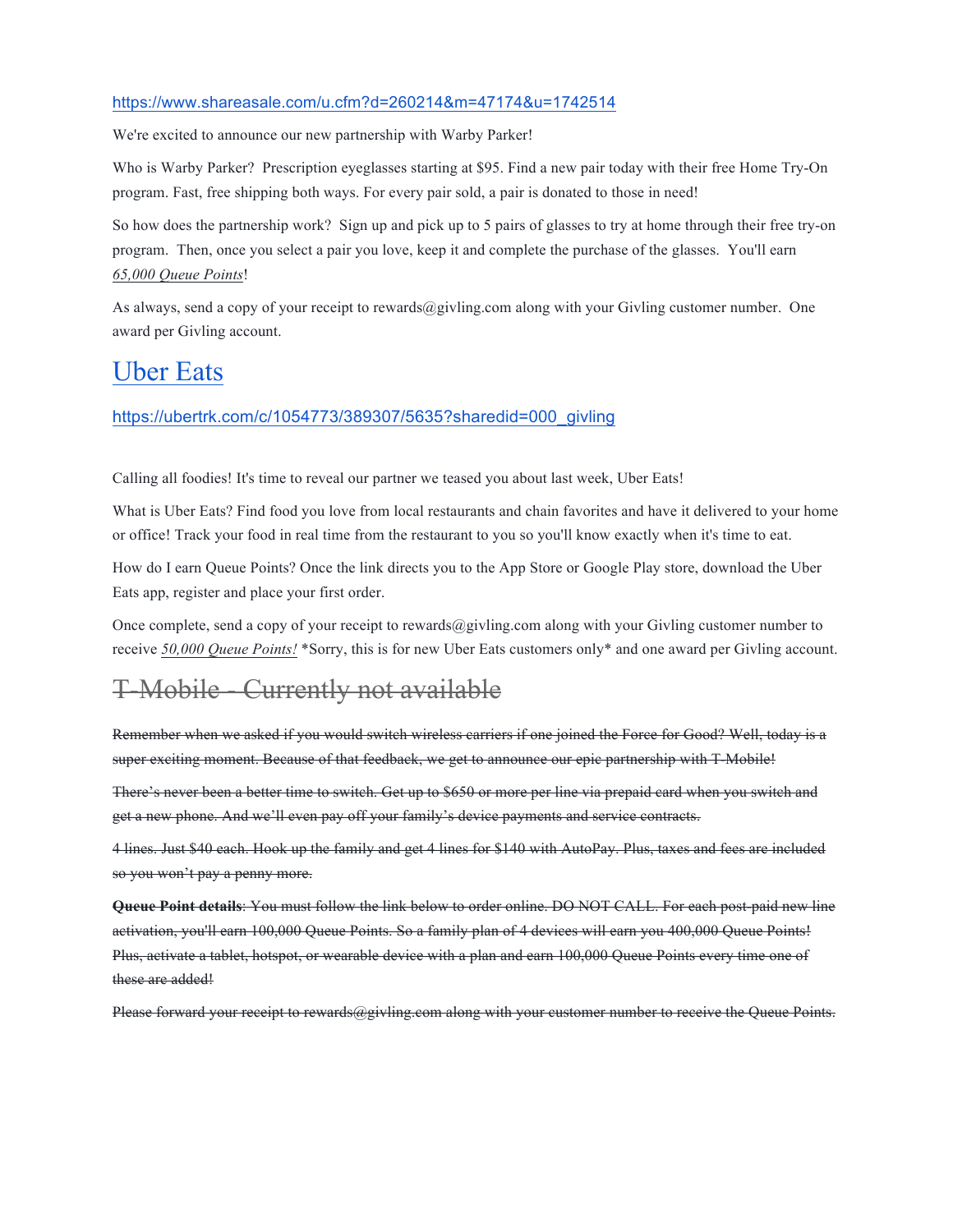https://www.shareasale.com/u.cfm?d=260214&m=47174&u=1742514

We're excited to announce our new partnership with Warby Parker!

Who is Warby Parker? Prescription eyeglasses starting at $95. Find a new pair today with their free Home Try-On program. Fast, free shipping both ways. For every pair sold, a pair is donated to those in need!

So how does the partnership work? Sign up and pick up to 5 pairs of glasses to try at home through their free try-on program. Then, once you select a pair you love, keep it and complete the purchase of the glasses. You'll earn *65,000 Queue Points*!

As always, send a copy of your receipt to rewards@givling.com along with your Givling customer number. One award per Givling account.

## Uber Eats

https://ubertrk.com/c/1054773/389307/5635?sharedid=000_givling

Calling all foodies! It's time to reveal our partner we teased you about last week, Uber Eats!

What is Uber Eats? Find food you love from local restaurants and chain favorites and have it delivered to your home or office! Track your food in real time from the restaurant to you so you'll know exactly when it's time to eat.

How do I earn Queue Points? Once the link directs you to the App Store or Google Play store, download the Uber Eats app, register and place your first order.

Once complete, send a copy of your receipt to rewards@givling.com along with your Givling customer number to receive *50,000 Queue Points!* *Sorry, this is for new Uber Eats customers only* and one award per Givling account.

## ~~T-Mobile - Currently not available~~

~~Remember when we asked if you would switch wireless carriers if one joined the Force for Good? Well, today is a super exciting moment. Because of that feedback, we get to announce our epic partnership with T-Mobile!~~

~~There's never been a better time to switch. Get up to $650 or more per line via prepaid card when you switch and get a new phone. And we'll even pay off your family's device payments and service contracts.~~

~~4 lines. Just $40 each. Hook up the family and get 4 lines for $140 with AutoPay. Plus, taxes and fees are included so you won't pay a penny more.~~

~~**Queue Point details**: You must follow the link below to order online. DO NOT CALL. For each post-paid new line activation, you'll earn 100,000 Queue Points. So a family plan of 4 devices will earn you 400,000 Queue Points! Plus, activate a tablet, hotspot, or wearable device with a plan and earn 100,000 Queue Points every time one of these are added!~~

~~Please forward your receipt to rewards@givling.com along with your customer number to receive the Queue Points.~~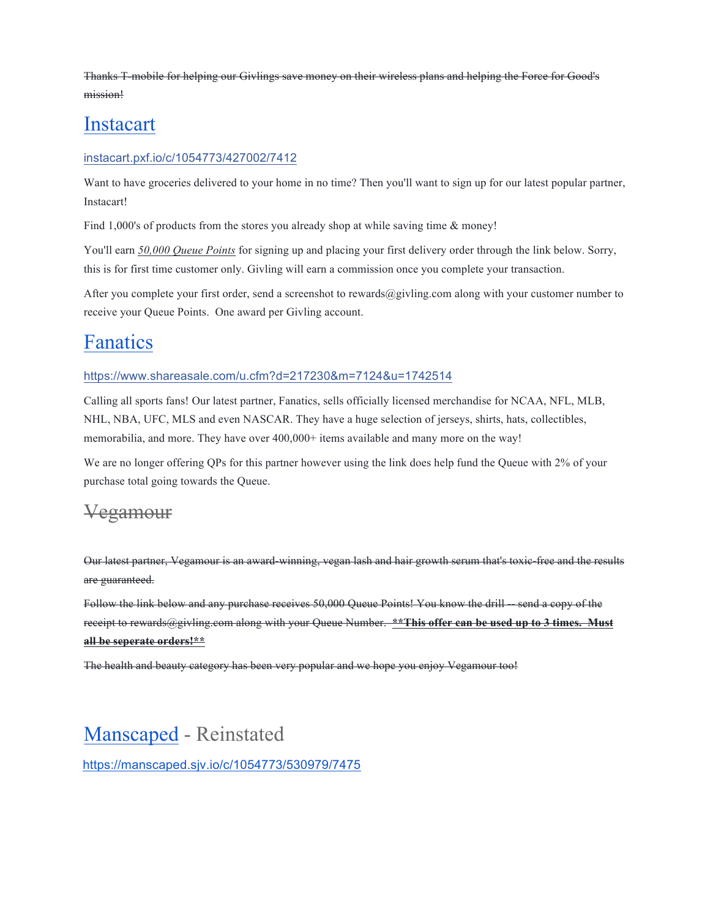~~Thanks T-mobile for helping our Givlings save money on their wireless plans and helping the Force for Good's mission!~~

## Instacart

instacart.pxf.io/c/1054773/427002/7412

Want to have groceries delivered to your home in no time? Then you'll want to sign up for our latest popular partner, Instacart!

Find 1,000's of products from the stores you already shop at while saving time & money!

You'll earn *50,000 Queue Points* for signing up and placing your first delivery order through the link below. Sorry, this is for first time customer only. Givling will earn a commission once you complete your transaction.

After you complete your first order, send a screenshot to rewards@givling.com along with your customer number to receive your Queue Points. One award per Givling account.

## Fanatics

https://www.shareasale.com/u.cfm?d=217230&m=7124&u=1742514

Calling all sports fans! Our latest partner, Fanatics, sells officially licensed merchandise for NCAA, NFL, MLB, NHL, NBA, UFC, MLS and even NASCAR. They have a huge selection of jerseys, shirts, hats, collectibles, memorabilia, and more. They have over 400,000+ items available and many more on the way!

We are no longer offering QPs for this partner however using the link does help fund the Queue with 2% of your purchase total going towards the Queue.

## ~~Vegamour~~

~~Our latest partner, Vegamour is an award-winning, vegan lash and hair growth serum that's toxic-free and the results are guaranteed.~~

~~Follow the link below and any purchase receives 50,000 Queue Points! You know the drill -- send a copy of the receipt to rewards@givling.com along with your Queue Number.~~ ~~**\*\*This offer can be used up to 3 times. Must all be seperate orders!\*\***~~

~~The health and beauty category has been very popular and we hope you enjoy Vegamour too!~~

## Manscaped - Reinstated

https://manscaped.sjv.io/c/1054773/530979/7475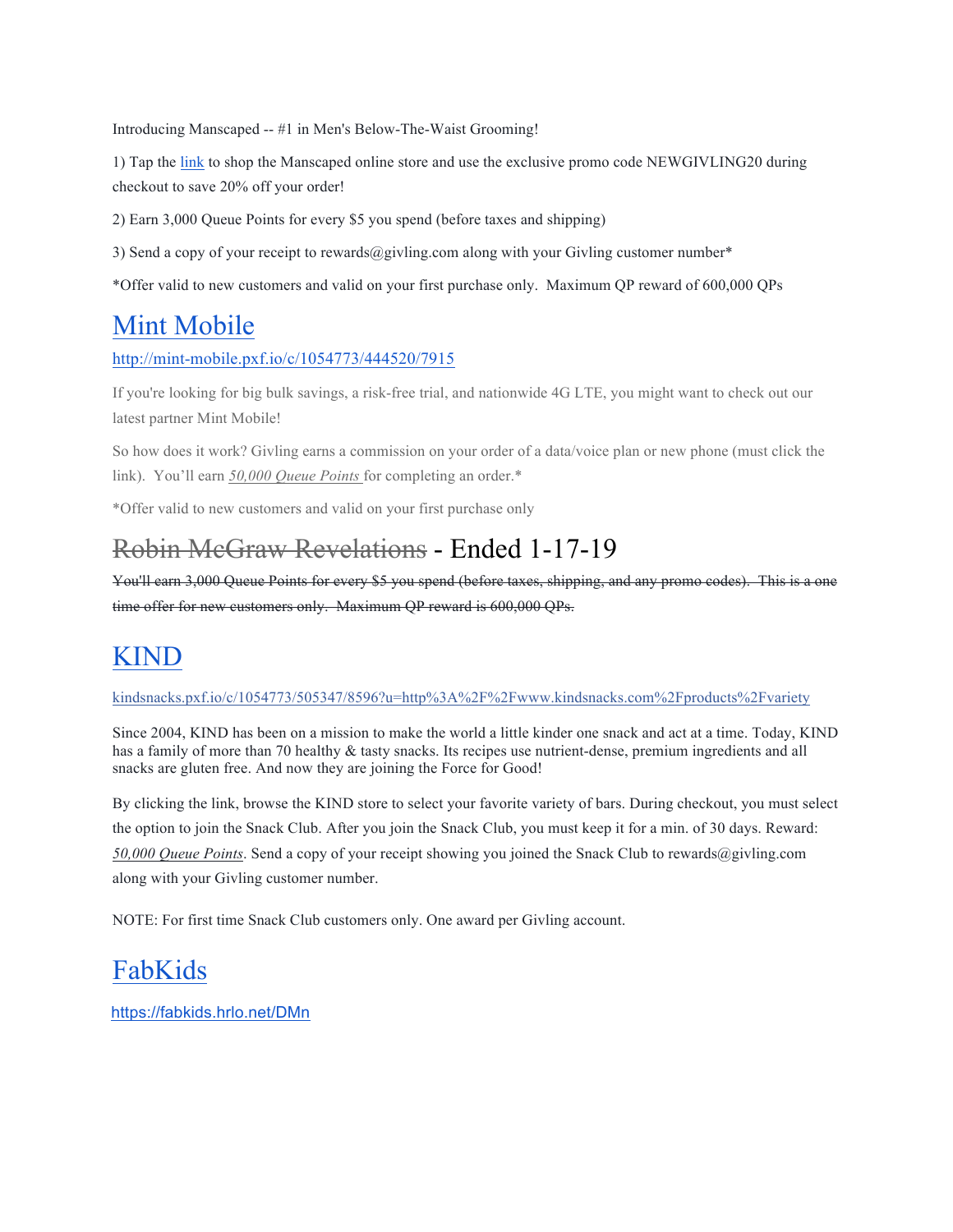Introducing Manscaped -- #1 in Men's Below-The-Waist Grooming!

1) Tap the link to shop the Manscaped online store and use the exclusive promo code NEWGIVLING20 during checkout to save 20% off your order!

2) Earn 3,000 Queue Points for every $5 you spend (before taxes and shipping)

3) Send a copy of your receipt to rewards@givling.com along with your Givling customer number*

*Offer valid to new customers and valid on your first purchase only.  Maximum QP reward of 600,000 QPs

# Mint Mobile

http://mint-mobile.pxf.io/c/1054773/444520/7915

If you're looking for big bulk savings, a risk-free trial, and nationwide 4G LTE, you might want to check out our latest partner Mint Mobile!

So how does it work? Givling earns a commission on your order of a data/voice plan or new phone (must click the link).  You'll earn *50,000 Queue Points* for completing an order.*

*Offer valid to new customers and valid on your first purchase only

# ~~Robin McGraw Revelations~~ - Ended 1-17-19

~~You'll earn 3,000 Queue Points for every $5 you spend (before taxes, shipping, and any promo codes).  This is a one time offer for new customers only.  Maximum QP reward is 600,000 QPs.~~

# KIND

kindsnacks.pxf.io/c/1054773/505347/8596?u=http%3A%2F%2Fwww.kindsnacks.com%2Fproducts%2Fvariety

Since 2004, KIND has been on a mission to make the world a little kinder one snack and act at a time. Today, KIND has a family of more than 70 healthy & tasty snacks. Its recipes use nutrient-dense, premium ingredients and all snacks are gluten free. And now they are joining the Force for Good!

By clicking the link, browse the KIND store to select your favorite variety of bars. During checkout, you must select the option to join the Snack Club. After you join the Snack Club, you must keep it for a min. of 30 days. Reward: *50,000 Queue Points*. Send a copy of your receipt showing you joined the Snack Club to rewards@givling.com along with your Givling customer number.

NOTE: For first time Snack Club customers only. One award per Givling account.

# FabKids

https://fabkids.hrlo.net/DMn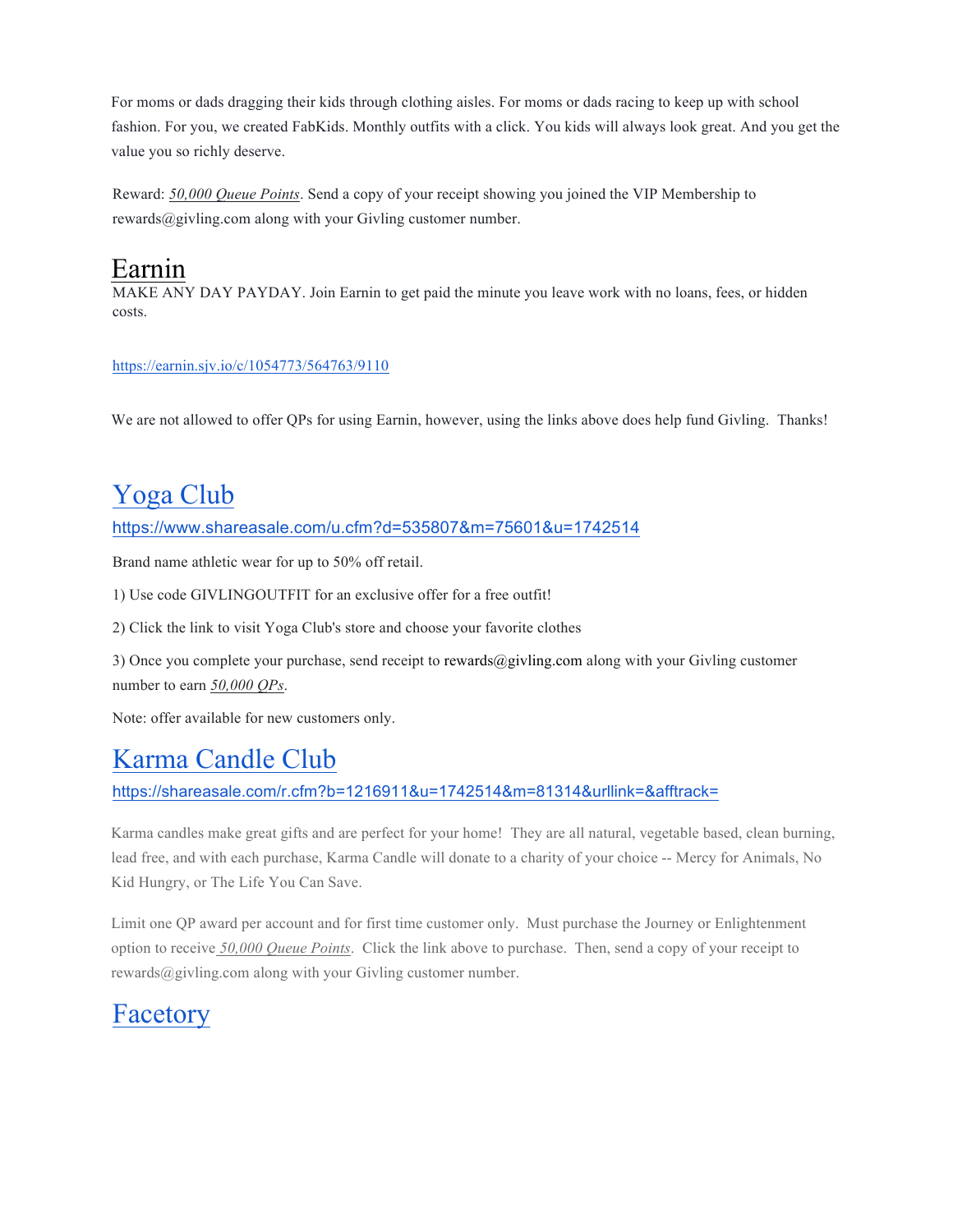For moms or dads dragging their kids through clothing aisles. For moms or dads racing to keep up with school fashion. For you, we created FabKids. Monthly outfits with a click. You kids will always look great. And you get the value you so richly deserve.

Reward: *50,000 Queue Points*. Send a copy of your receipt showing you joined the VIP Membership to rewards@givling.com along with your Givling customer number.

# Earnin

MAKE ANY DAY PAYDAY. Join Earnin to get paid the minute you leave work with no loans, fees, or hidden costs.

https://earnin.sjv.io/c/1054773/564763/9110

We are not allowed to offer QPs for using Earnin, however, using the links above does help fund Givling. Thanks!

# Yoga Club

https://www.shareasale.com/u.cfm?d=535807&m=75601&u=1742514

Brand name athletic wear for up to 50% off retail.

1) Use code GIVLINGOUTFIT for an exclusive offer for a free outfit!

2) Click the link to visit Yoga Club's store and choose your favorite clothes

3) Once you complete your purchase, send receipt to rewards@givling.com along with your Givling customer number to earn *50,000 QPs*.

Note: offer available for new customers only.

# Karma Candle Club

https://shareasale.com/r.cfm?b=1216911&u=1742514&m=81314&urllink=&afftrack=

Karma candles make great gifts and are perfect for your home! They are all natural, vegetable based, clean burning, lead free, and with each purchase, Karma Candle will donate to a charity of your choice -- Mercy for Animals, No Kid Hungry, or The Life You Can Save.

Limit one QP award per account and for first time customer only. Must purchase the Journey or Enlightenment option to receive *50,000 Queue Points*. Click the link above to purchase. Then, send a copy of your receipt to rewards@givling.com along with your Givling customer number.

# Facetory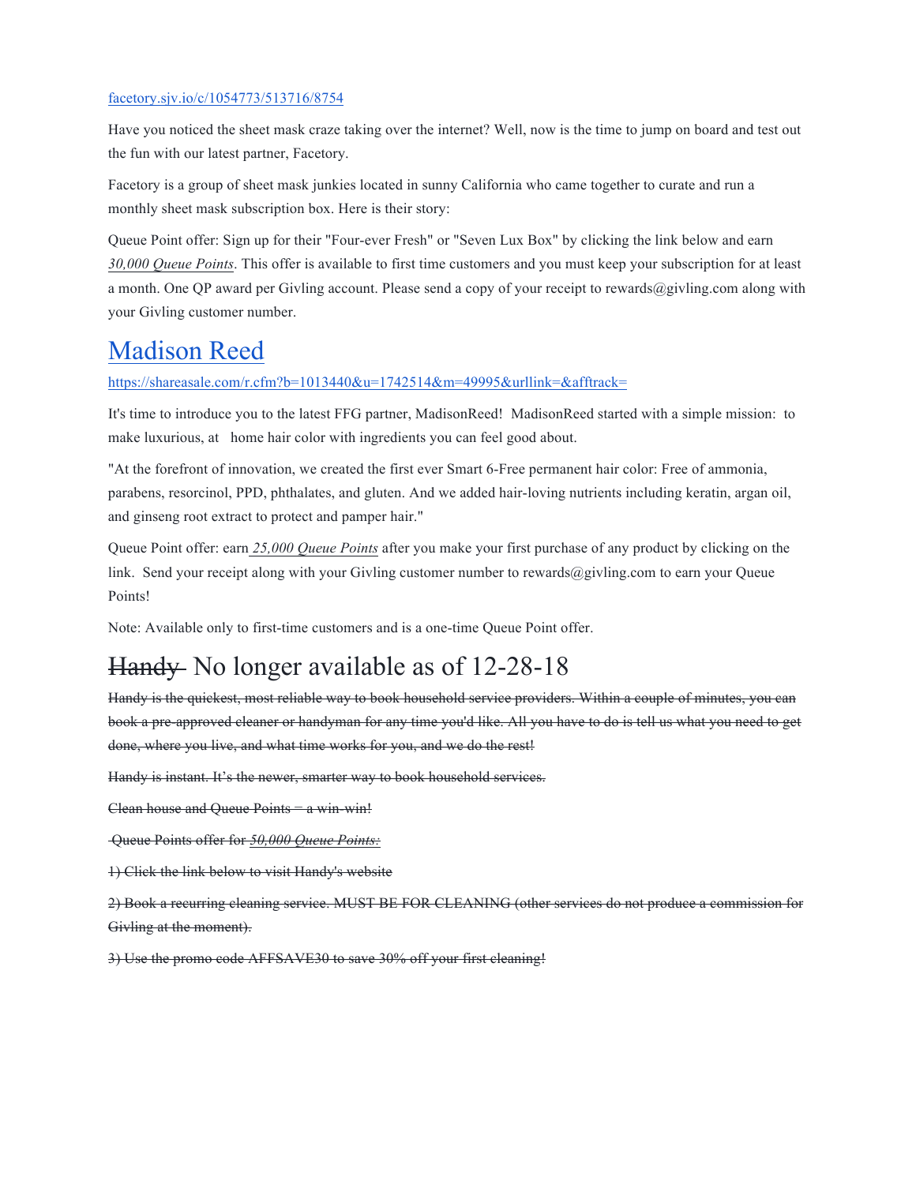[facetory.sjv.io/c/1054773/513716/8754](facetory.sjv.io/c/1054773/513716/8754)

Have you noticed the sheet mask craze taking over the internet? Well, now is the time to jump on board and test out the fun with our latest partner, Facetory.

Facetory is a group of sheet mask junkies located in sunny California who came together to curate and run a monthly sheet mask subscription box. Here is their story:

Queue Point offer: Sign up for their "Four-ever Fresh" or "Seven Lux Box" by clicking the link below and earn *30,000 Queue Points*. This offer is available to first time customers and you must keep your subscription for at least a month. One QP award per Givling account. Please send a copy of your receipt to rewards@givling.com along with your Givling customer number.

# [Madison Reed](https://shareasale.com/r.cfm?b=1013440&u=1742514&m=49995&urllink=&afftrack=)

[https://shareasale.com/r.cfm?b=1013440&u=1742514&m=49995&urllink=&afftrack=](https://shareasale.com/r.cfm?b=1013440&u=1742514&m=49995&urllink=&afftrack=)

It's time to introduce you to the latest FFG partner, MadisonReed! MadisonReed started with a simple mission: to make luxurious, at home hair color with ingredients you can feel good about.

"At the forefront of innovation, we created the first ever Smart 6-Free permanent hair color: Free of ammonia, parabens, resorcinol, PPD, phthalates, and gluten. And we added hair-loving nutrients including keratin, argan oil, and ginseng root extract to protect and pamper hair."

Queue Point offer: earn *25,000 Queue Points* after you make your first purchase of any product by clicking on the link. Send your receipt along with your Givling customer number to rewards@givling.com to earn your Queue Points!

Note: Available only to first-time customers and is a one-time Queue Point offer.

# ~~Handy~~ No longer available as of 12-28-18

~~Handy is the quickest, most reliable way to book household service providers. Within a couple of minutes, you can book a pre-approved cleaner or handyman for any time you'd like. All you have to do is tell us what you need to get done, where you live, and what time works for you, and we do the rest!~~

~~Handy is instant. It's the newer, smarter way to book household services.~~

~~Clean house and Queue Points = a win-win!~~

~~Queue Points offer for *50,000 Queue Points:*~~

~~1) Click the link below to visit Handy's website~~

~~2) Book a recurring cleaning service. MUST BE FOR CLEANING (other services do not produce a commission for Givling at the moment).~~

~~3) Use the promo code AFFSAVE30 to save 30% off your first cleaning!~~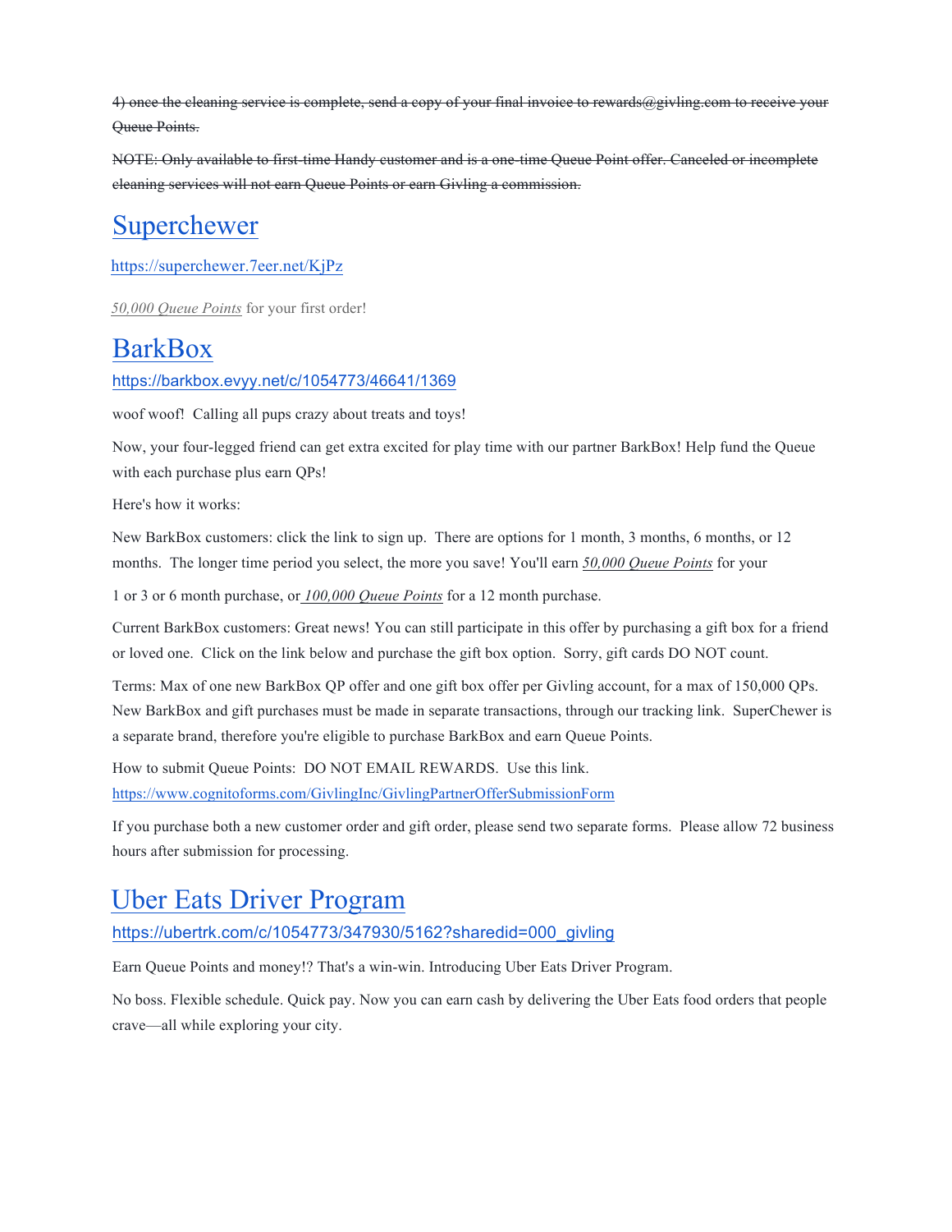~~4) once the cleaning service is complete, send a copy of your final invoice to rewards@givling.com to receive your Queue Points.~~

~~NOTE: Only available to first-time Handy customer and is a one-time Queue Point offer. Canceled or incomplete cleaning services will not earn Queue Points or earn Givling a commission.~~

## Superchewer

https://superchewer.7eer.net/KjPz

*50,000 Queue Points* for your first order!

## BarkBox

https://barkbox.evyy.net/c/1054773/46641/1369

woof woof! Calling all pups crazy about treats and toys!

Now, your four-legged friend can get extra excited for play time with our partner BarkBox! Help fund the Queue with each purchase plus earn QPs!

Here's how it works:

New BarkBox customers: click the link to sign up. There are options for 1 month, 3 months, 6 months, or 12 months. The longer time period you select, the more you save! You'll earn *50,000 Queue Points* for your

1 or 3 or 6 month purchase, or *100,000 Queue Points* for a 12 month purchase.

Current BarkBox customers: Great news! You can still participate in this offer by purchasing a gift box for a friend or loved one. Click on the link below and purchase the gift box option. Sorry, gift cards DO NOT count.

Terms: Max of one new BarkBox QP offer and one gift box offer per Givling account, for a max of 150,000 QPs. New BarkBox and gift purchases must be made in separate transactions, through our tracking link. SuperChewer is a separate brand, therefore you're eligible to purchase BarkBox and earn Queue Points.

How to submit Queue Points: DO NOT EMAIL REWARDS. Use this link. https://www.cognitoforms.com/GivlingInc/GivlingPartnerOfferSubmissionForm

If you purchase both a new customer order and gift order, please send two separate forms. Please allow 72 business hours after submission for processing.

## Uber Eats Driver Program

https://ubertrk.com/c/1054773/347930/5162?sharedid=000_givling

Earn Queue Points and money!? That's a win-win. Introducing Uber Eats Driver Program.

No boss. Flexible schedule. Quick pay. Now you can earn cash by delivering the Uber Eats food orders that people crave—all while exploring your city.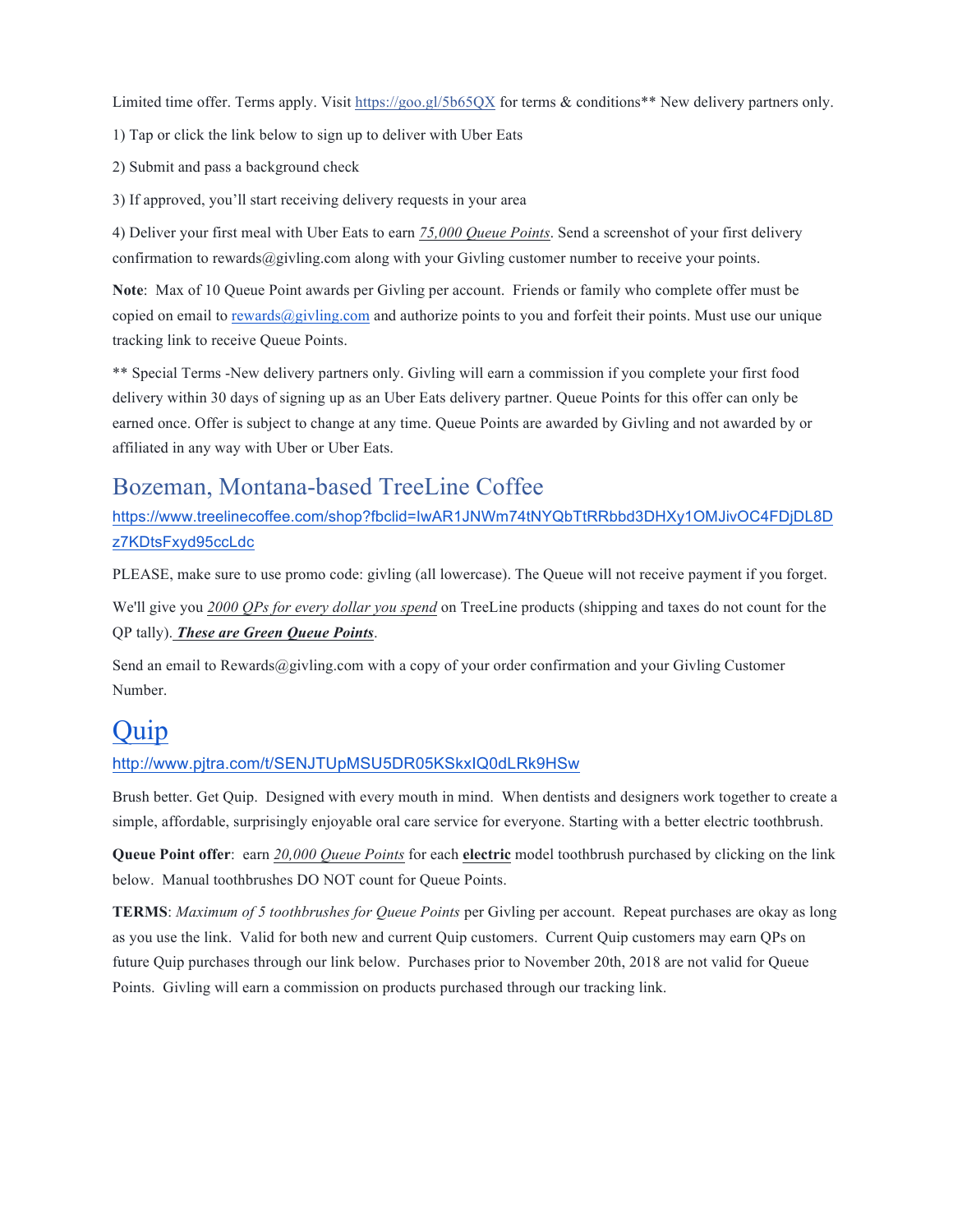Limited time offer. Terms apply. Visit [https://goo.gl/5b65QX](https://goo.gl/5b65QX) for terms & conditions** New delivery partners only.

1) Tap or click the link below to sign up to deliver with Uber Eats

2) Submit and pass a background check

3) If approved, you'll start receiving delivery requests in your area

4) Deliver your first meal with Uber Eats to earn *75,000 Queue Points*. Send a screenshot of your first delivery confirmation to rewards@givling.com along with your Givling customer number to receive your points.

**Note**: Max of 10 Queue Point awards per Givling per account. Friends or family who complete offer must be copied on email to [rewards@givling.com](mailto:rewards@givling.com) and authorize points to you and forfeit their points. Must use our unique tracking link to receive Queue Points.

** Special Terms -New delivery partners only. Givling will earn a commission if you complete your first food delivery within 30 days of signing up as an Uber Eats delivery partner. Queue Points for this offer can only be earned once. Offer is subject to change at any time. Queue Points are awarded by Givling and not awarded by or affiliated in any way with Uber or Uber Eats.

## Bozeman, Montana-based TreeLine Coffee

[https://www.treelinecoffee.com/shop?fbclid=IwAR1JNWm74tNYQbTtRRbbd3DHXy1OMJivOC4FDjDL8Dz7KDtsFxyd95ccLdc](https://www.treelinecoffee.com/shop?fbclid=IwAR1JNWm74tNYQbTtRRbbd3DHXy1OMJivOC4FDjDL8Dz7KDtsFxyd95ccLdc)

PLEASE, make sure to use promo code: givling (all lowercase). The Queue will not receive payment if you forget.

We'll give you *2000 QPs for every dollar you spend* on TreeLine products (shipping and taxes do not count for the QP tally). ***These are Green Queue Points***.

Send an email to Rewards@givling.com with a copy of your order confirmation and your Givling Customer Number.

## Quip

[http://www.pjtra.com/t/SENJTUpMSU5DR05KSkxIQ0dLRk9HSw](http://www.pjtra.com/t/SENJTUpMSU5DR05KSkxIQ0dLRk9HSw)

Brush better. Get Quip. Designed with every mouth in mind. When dentists and designers work together to create a simple, affordable, surprisingly enjoyable oral care service for everyone. Starting with a better electric toothbrush.

**Queue Point offer**: earn *20,000 Queue Points* for each **electric** model toothbrush purchased by clicking on the link below. Manual toothbrushes DO NOT count for Queue Points.

**TERMS**: *Maximum of 5 toothbrushes for Queue Points* per Givling per account. Repeat purchases are okay as long as you use the link. Valid for both new and current Quip customers. Current Quip customers may earn QPs on future Quip purchases through our link below. Purchases prior to November 20th, 2018 are not valid for Queue Points. Givling will earn a commission on products purchased through our tracking link.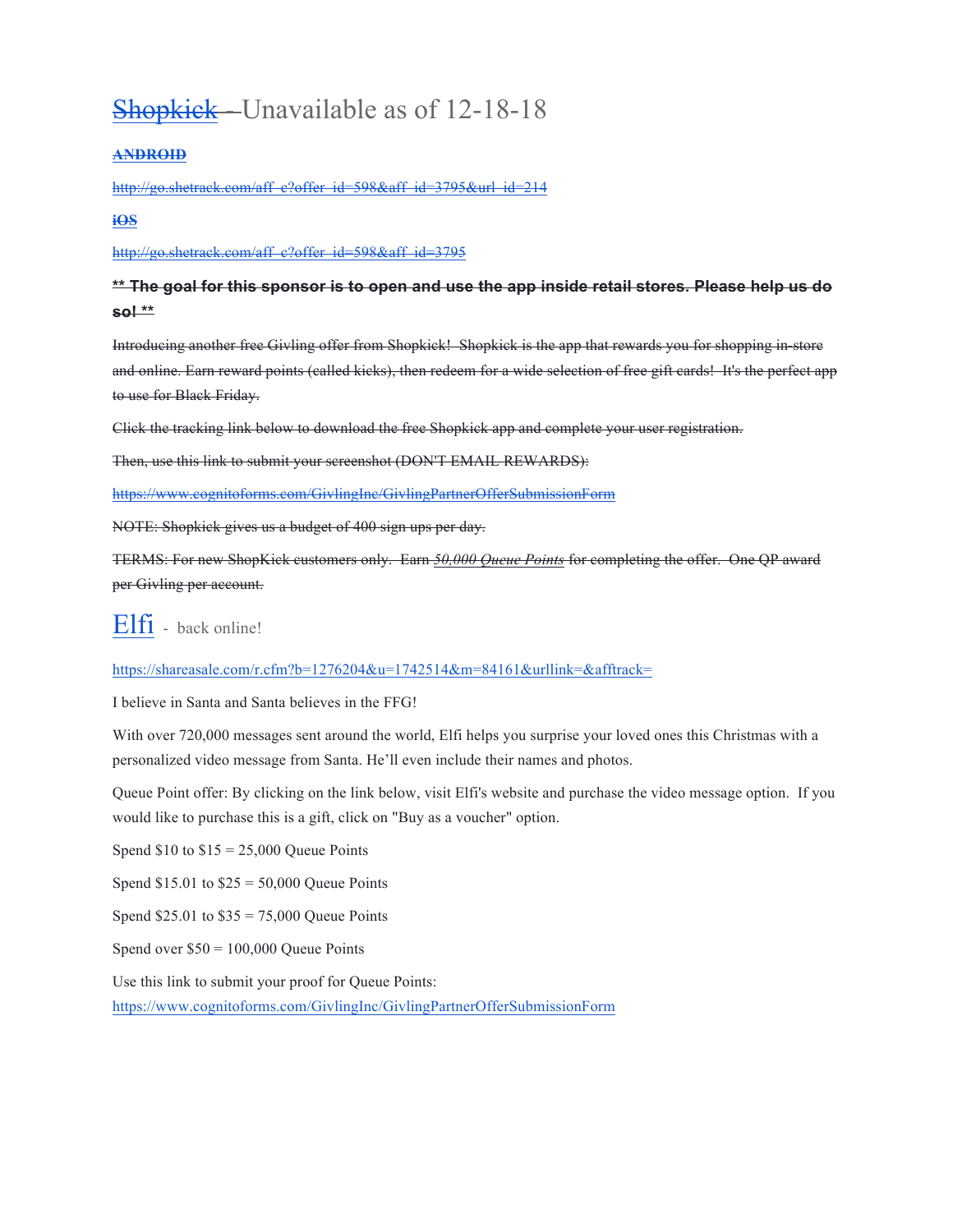# ~~Shopkick -~~ Unavailable as of 12-18-18

~~**ANDROID**~~

~~http://go.shetrack.com/aff_c?offer_id=598&aff_id=3795&url_id=214~~

~~**iOS**~~

~~http://go.shetrack.com/aff_c?offer_id=598&aff_id=3795~~

~~**** The goal for this sponsor is to open and use the app inside retail stores. Please help us do so! ****~~

~~Introducing another free Givling offer from Shopkick! Shopkick is the app that rewards you for shopping in-store and online. Earn reward points (called kicks), then redeem for a wide selection of free gift cards! It's the perfect app to use for Black Friday.~~

~~Click the tracking link below to download the free Shopkick app and complete your user registration.~~

~~Then, use this link to submit your screenshot (DON'T EMAIL REWARDS):~~

~~https://www.cognitoforms.com/GivlingInc/GivlingPartnerOfferSubmissionForm~~

~~NOTE: Shopkick gives us a budget of 400 sign ups per day.~~

~~TERMS: For new ShopKick customers only. Earn *50,000 Queue Points* for completing the offer. One QP award per Givling per account.~~

# Elfi - back online!

https://shareasale.com/r.cfm?b=1276204&u=1742514&m=84161&urllink=&afftrack=

I believe in Santa and Santa believes in the FFG!

With over 720,000 messages sent around the world, Elfi helps you surprise your loved ones this Christmas with a personalized video message from Santa. He'll even include their names and photos.

Queue Point offer: By clicking on the link below, visit Elfi's website and purchase the video message option. If you would like to purchase this is a gift, click on "Buy as a voucher" option.

Spend $10 to $15 = 25,000 Queue Points

Spend $15.01 to $25 = 50,000 Queue Points

Spend $25.01 to $35 = 75,000 Queue Points

Spend over $50 = 100,000 Queue Points

Use this link to submit your proof for Queue Points:
https://www.cognitoforms.com/GivlingInc/GivlingPartnerOfferSubmissionForm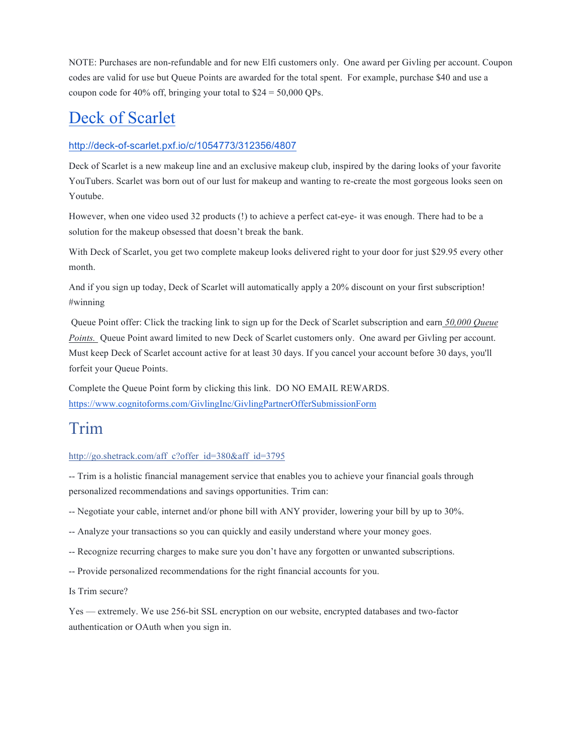NOTE: Purchases are non-refundable and for new Elfi customers only. One award per Givling per account. Coupon codes are valid for use but Queue Points are awarded for the total spent. For example, purchase $40 and use a coupon code for 40% off, bringing your total to $24 = 50,000 QPs.

## Deck of Scarlet

http://deck-of-scarlet.pxf.io/c/1054773/312356/4807

Deck of Scarlet is a new makeup line and an exclusive makeup club, inspired by the daring looks of your favorite YouTubers. Scarlet was born out of our lust for makeup and wanting to re-create the most gorgeous looks seen on Youtube.

However, when one video used 32 products (!) to achieve a perfect cat-eye- it was enough. There had to be a solution for the makeup obsessed that doesn't break the bank.

With Deck of Scarlet, you get two complete makeup looks delivered right to your door for just $29.95 every other month.

And if you sign up today, Deck of Scarlet will automatically apply a 20% discount on your first subscription! #winning

Queue Point offer: Click the tracking link to sign up for the Deck of Scarlet subscription and earn *50,000 Queue Points.* Queue Point award limited to new Deck of Scarlet customers only. One award per Givling per account. Must keep Deck of Scarlet account active for at least 30 days. If you cancel your account before 30 days, you'll forfeit your Queue Points.

Complete the Queue Point form by clicking this link. DO NO EMAIL REWARDS. https://www.cognitoforms.com/GivlingInc/GivlingPartnerOfferSubmissionForm

## Trim

http://go.shetrack.com/aff_c?offer_id=380&aff_id=3795

-- Trim is a holistic financial management service that enables you to achieve your financial goals through personalized recommendations and savings opportunities. Trim can:

-- Negotiate your cable, internet and/or phone bill with ANY provider, lowering your bill by up to 30%.

-- Analyze your transactions so you can quickly and easily understand where your money goes.

-- Recognize recurring charges to make sure you don't have any forgotten or unwanted subscriptions.

-- Provide personalized recommendations for the right financial accounts for you.

Is Trim secure?

Yes — extremely. We use 256-bit SSL encryption on our website, encrypted databases and two-factor authentication or OAuth when you sign in.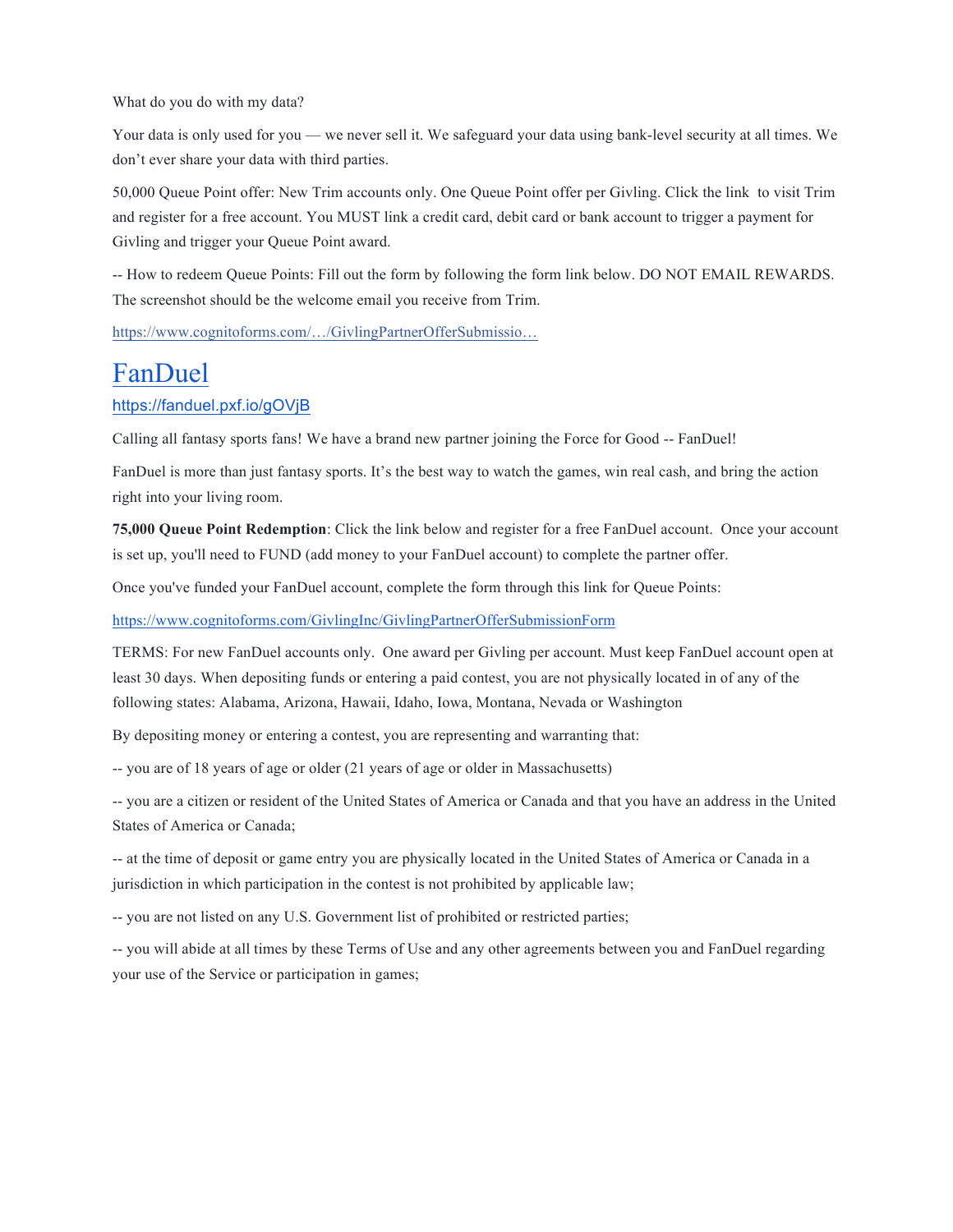What do you do with my data?

Your data is only used for you — we never sell it. We safeguard your data using bank-level security at all times. We don't ever share your data with third parties.

50,000 Queue Point offer: New Trim accounts only. One Queue Point offer per Givling. Click the link to visit Trim and register for a free account. You MUST link a credit card, debit card or bank account to trigger a payment for Givling and trigger your Queue Point award.

-- How to redeem Queue Points: Fill out the form by following the form link below. DO NOT EMAIL REWARDS. The screenshot should be the welcome email you receive from Trim.

https://www.cognitoforms.com/…/GivlingPartnerOfferSubmissio…

# FanDuel

https://fanduel.pxf.io/gOVjB

Calling all fantasy sports fans! We have a brand new partner joining the Force for Good -- FanDuel!

FanDuel is more than just fantasy sports. It's the best way to watch the games, win real cash, and bring the action right into your living room.

**75,000 Queue Point Redemption**: Click the link below and register for a free FanDuel account. Once your account is set up, you'll need to FUND (add money to your FanDuel account) to complete the partner offer.

Once you've funded your FanDuel account, complete the form through this link for Queue Points:

https://www.cognitoforms.com/GivlingInc/GivlingPartnerOfferSubmissionForm

TERMS: For new FanDuel accounts only. One award per Givling per account. Must keep FanDuel account open at least 30 days. When depositing funds or entering a paid contest, you are not physically located in of any of the following states: Alabama, Arizona, Hawaii, Idaho, Iowa, Montana, Nevada or Washington

By depositing money or entering a contest, you are representing and warranting that:

-- you are of 18 years of age or older (21 years of age or older in Massachusetts)

-- you are a citizen or resident of the United States of America or Canada and that you have an address in the United States of America or Canada;

-- at the time of deposit or game entry you are physically located in the United States of America or Canada in a jurisdiction in which participation in the contest is not prohibited by applicable law;

-- you are not listed on any U.S. Government list of prohibited or restricted parties;

-- you will abide at all times by these Terms of Use and any other agreements between you and FanDuel regarding your use of the Service or participation in games;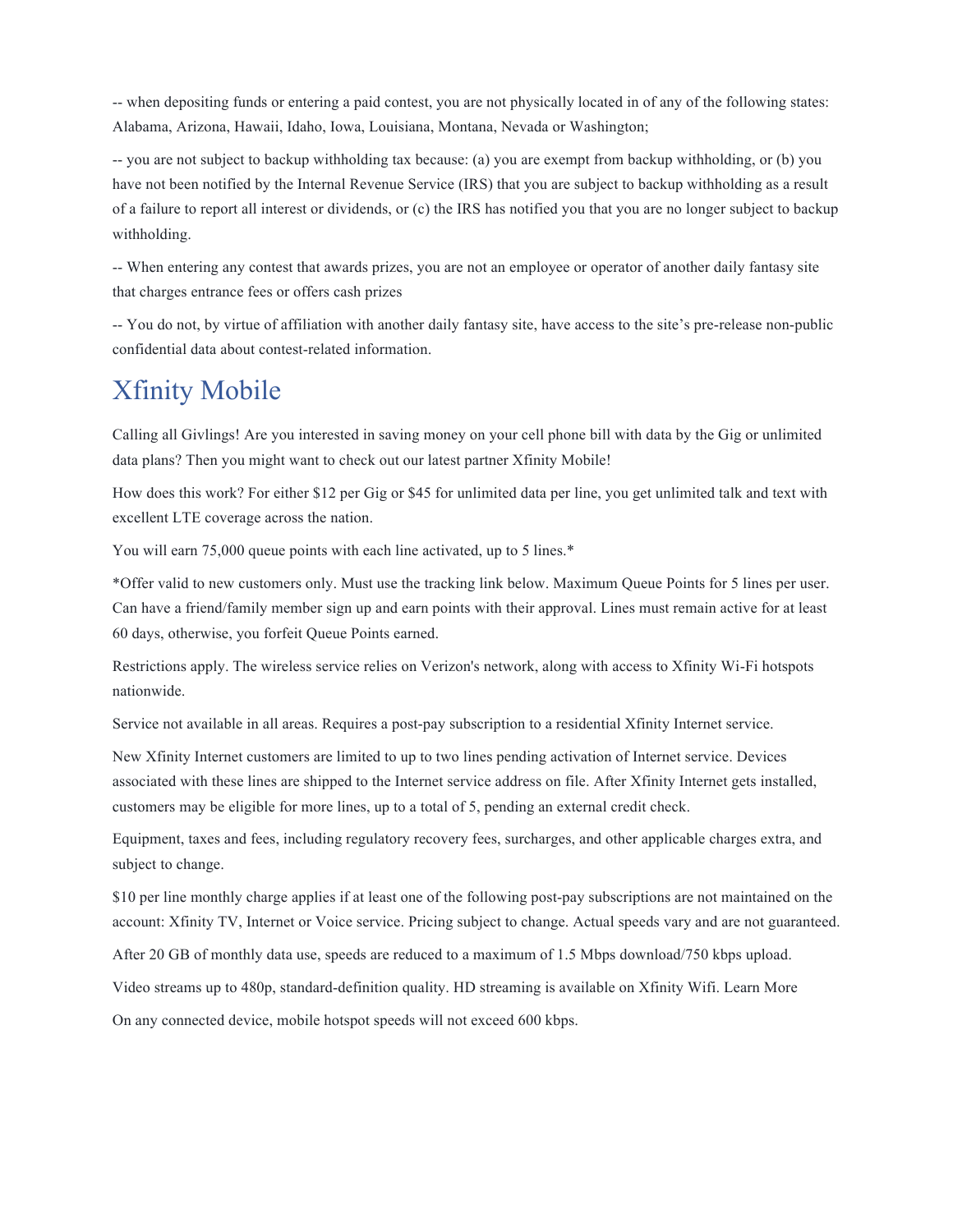-- when depositing funds or entering a paid contest, you are not physically located in of any of the following states: Alabama, Arizona, Hawaii, Idaho, Iowa, Louisiana, Montana, Nevada or Washington;

-- you are not subject to backup withholding tax because: (a) you are exempt from backup withholding, or (b) you have not been notified by the Internal Revenue Service (IRS) that you are subject to backup withholding as a result of a failure to report all interest or dividends, or (c) the IRS has notified you that you are no longer subject to backup withholding.

-- When entering any contest that awards prizes, you are not an employee or operator of another daily fantasy site that charges entrance fees or offers cash prizes

-- You do not, by virtue of affiliation with another daily fantasy site, have access to the site's pre-release non-public confidential data about contest-related information.

## Xfinity Mobile

Calling all Givlings! Are you interested in saving money on your cell phone bill with data by the Gig or unlimited data plans? Then you might want to check out our latest partner Xfinity Mobile!

How does this work? For either $12 per Gig or $45 for unlimited data per line, you get unlimited talk and text with excellent LTE coverage across the nation.

You will earn 75,000 queue points with each line activated, up to 5 lines.*

*Offer valid to new customers only. Must use the tracking link below. Maximum Queue Points for 5 lines per user. Can have a friend/family member sign up and earn points with their approval. Lines must remain active for at least 60 days, otherwise, you forfeit Queue Points earned.

Restrictions apply. The wireless service relies on Verizon's network, along with access to Xfinity Wi-Fi hotspots nationwide.

Service not available in all areas. Requires a post-pay subscription to a residential Xfinity Internet service.

New Xfinity Internet customers are limited to up to two lines pending activation of Internet service. Devices associated with these lines are shipped to the Internet service address on file. After Xfinity Internet gets installed, customers may be eligible for more lines, up to a total of 5, pending an external credit check.

Equipment, taxes and fees, including regulatory recovery fees, surcharges, and other applicable charges extra, and subject to change.

$10 per line monthly charge applies if at least one of the following post-pay subscriptions are not maintained on the account: Xfinity TV, Internet or Voice service. Pricing subject to change. Actual speeds vary and are not guaranteed.

After 20 GB of monthly data use, speeds are reduced to a maximum of 1.5 Mbps download/750 kbps upload.

Video streams up to 480p, standard-definition quality. HD streaming is available on Xfinity Wifi. Learn More

On any connected device, mobile hotspot speeds will not exceed 600 kbps.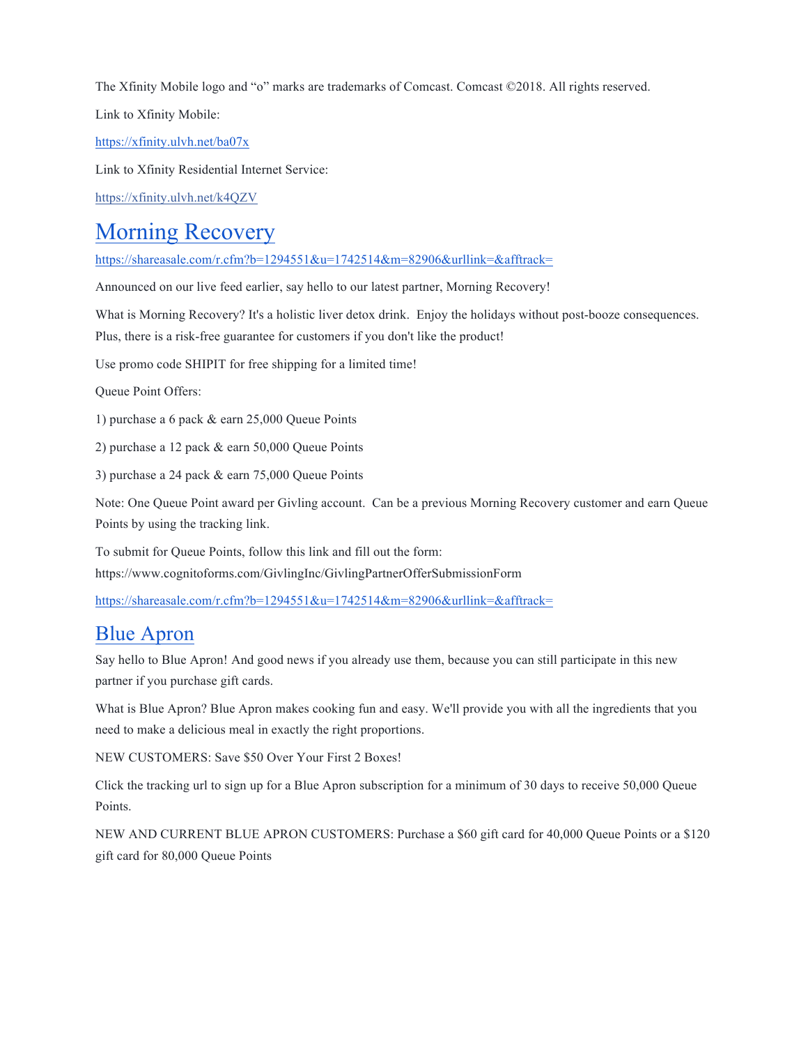The Xfinity Mobile logo and "o" marks are trademarks of Comcast. Comcast ©2018. All rights reserved.

Link to Xfinity Mobile:

[https://xfinity.ulvh.net/ba07x](https://xfinity.ulvh.net/ba07x)

Link to Xfinity Residential Internet Service:

[https://xfinity.ulvh.net/k4QZV](https://xfinity.ulvh.net/k4QZV)

# [Morning Recovery](https://shareasale.com/r.cfm?b=1294551&u=1742514&m=82906&urllink=&afftrack=)

[https://shareasale.com/r.cfm?b=1294551&u=1742514&m=82906&urllink=&afftrack=](https://shareasale.com/r.cfm?b=1294551&u=1742514&m=82906&urllink=&afftrack=)

Announced on our live feed earlier, say hello to our latest partner, Morning Recovery!

What is Morning Recovery? It's a holistic liver detox drink. Enjoy the holidays without post-booze consequences. Plus, there is a risk-free guarantee for customers if you don't like the product!

Use promo code SHIPIT for free shipping for a limited time!

Queue Point Offers:

1) purchase a 6 pack & earn 25,000 Queue Points

2) purchase a 12 pack & earn 50,000 Queue Points

3) purchase a 24 pack & earn 75,000 Queue Points

Note: One Queue Point award per Givling account. Can be a previous Morning Recovery customer and earn Queue Points by using the tracking link.

To submit for Queue Points, follow this link and fill out the form: https://www.cognitoforms.com/GivlingInc/GivlingPartnerOfferSubmissionForm

[https://shareasale.com/r.cfm?b=1294551&u=1742514&m=82906&urllink=&afftrack=](https://shareasale.com/r.cfm?b=1294551&u=1742514&m=82906&urllink=&afftrack=)

## Blue Apron

Say hello to Blue Apron! And good news if you already use them, because you can still participate in this new partner if you purchase gift cards.

What is Blue Apron? Blue Apron makes cooking fun and easy. We'll provide you with all the ingredients that you need to make a delicious meal in exactly the right proportions.

NEW CUSTOMERS: Save $50 Over Your First 2 Boxes!

Click the tracking url to sign up for a Blue Apron subscription for a minimum of 30 days to receive 50,000 Queue Points.

NEW AND CURRENT BLUE APRON CUSTOMERS: Purchase a $60 gift card for 40,000 Queue Points or a $120 gift card for 80,000 Queue Points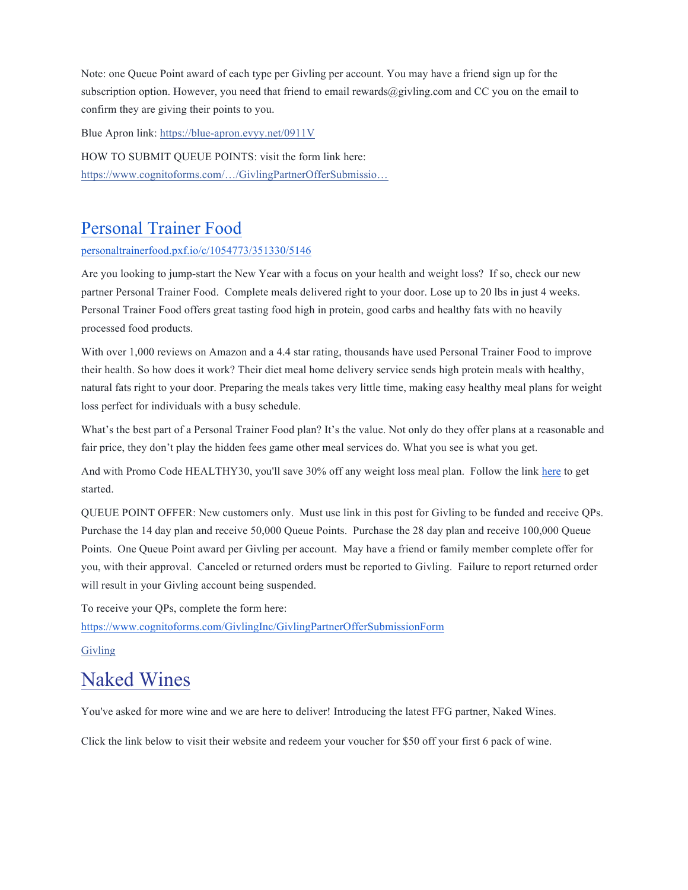Note: one Queue Point award of each type per Givling per account. You may have a friend sign up for the subscription option. However, you need that friend to email rewards@givling.com and CC you on the email to confirm they are giving their points to you.

Blue Apron link: [https://blue-apron.evyy.net/0911V](https://blue-apron.evyy.net/0911V)

HOW TO SUBMIT QUEUE POINTS: visit the form link here: [https://www.cognitoforms.com/…/GivlingPartnerOfferSubmissio…](https://www.cognitoforms.com/GivlingInc/GivlingPartnerOfferSubmissionForm)

## Personal Trainer Food

[personaltrainerfood.pxf.io/c/1054773/351330/5146](personaltrainerfood.pxf.io/c/1054773/351330/5146)

Are you looking to jump-start the New Year with a focus on your health and weight loss? If so, check our new partner Personal Trainer Food. Complete meals delivered right to your door. Lose up to 20 lbs in just 4 weeks. Personal Trainer Food offers great tasting food high in protein, good carbs and healthy fats with no heavily processed food products.

With over 1,000 reviews on Amazon and a 4.4 star rating, thousands have used Personal Trainer Food to improve their health. So how does it work? Their diet meal home delivery service sends high protein meals with healthy, natural fats right to your door. Preparing the meals takes very little time, making easy healthy meal plans for weight loss perfect for individuals with a busy schedule.

What's the best part of a Personal Trainer Food plan? It's the value. Not only do they offer plans at a reasonable and fair price, they don't play the hidden fees game other meal services do. What you see is what you get.

And with Promo Code HEALTHY30, you'll save 30% off any weight loss meal plan. Follow the link here to get started.

QUEUE POINT OFFER: New customers only. Must use link in this post for Givling to be funded and receive QPs. Purchase the 14 day plan and receive 50,000 Queue Points. Purchase the 28 day plan and receive 100,000 Queue Points. One Queue Point award per Givling per account. May have a friend or family member complete offer for you, with their approval. Canceled or returned orders must be reported to Givling. Failure to report returned order will result in your Givling account being suspended.

To receive your QPs, complete the form here: [https://www.cognitoforms.com/GivlingInc/GivlingPartnerOfferSubmissionForm](https://www.cognitoforms.com/GivlingInc/GivlingPartnerOfferSubmissionForm)

Givling

## Naked Wines

You've asked for more wine and we are here to deliver! Introducing the latest FFG partner, Naked Wines.

Click the link below to visit their website and redeem your voucher for $50 off your first 6 pack of wine.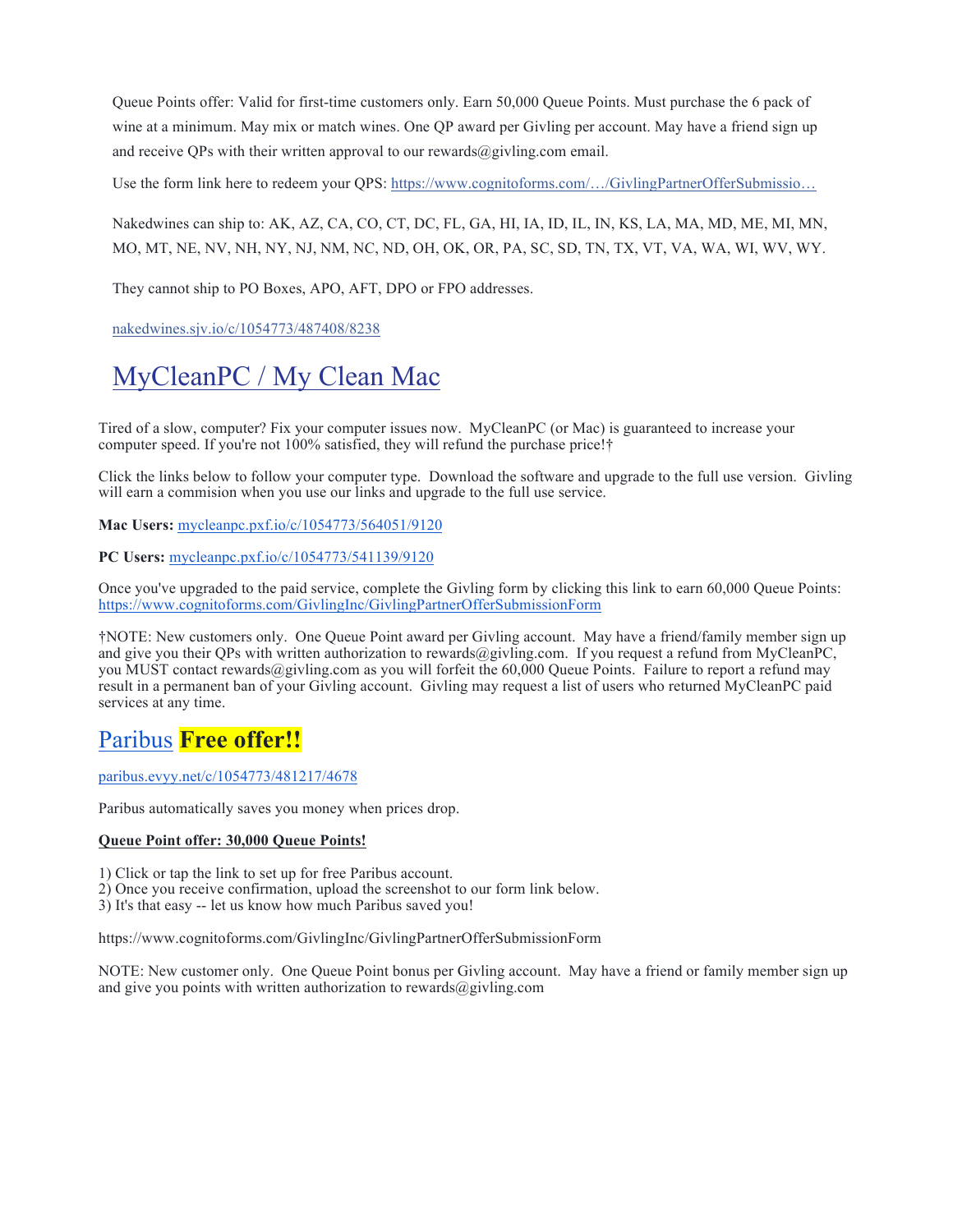Queue Points offer: Valid for first-time customers only. Earn 50,000 Queue Points. Must purchase the 6 pack of wine at a minimum. May mix or match wines. One QP award per Givling per account. May have a friend sign up and receive QPs with their written approval to our rewards@givling.com email.

Use the form link here to redeem your QPS: https://www.cognitoforms.com/…/GivlingPartnerOfferSubmissio…

Nakedwines can ship to: AK, AZ, CA, CO, CT, DC, FL, GA, HI, IA, ID, IL, IN, KS, LA, MA, MD, ME, MI, MN, MO, MT, NE, NV, NH, NY, NJ, NM, NC, ND, OH, OK, OR, PA, SC, SD, TN, TX, VT, VA, WA, WI, WV, WY.

They cannot ship to PO Boxes, APO, AFT, DPO or FPO addresses.

nakedwines.sjv.io/c/1054773/487408/8238

# MyCleanPC / My Clean Mac

Tired of a slow, computer? Fix your computer issues now. MyCleanPC (or Mac) is guaranteed to increase your computer speed. If you're not 100% satisfied, they will refund the purchase price!†

Click the links below to follow your computer type. Download the software and upgrade to the full use version. Givling will earn a commision when you use our links and upgrade to the full use service.

**Mac Users:** mycleanpc.pxf.io/c/1054773/564051/9120

**PC Users:** mycleanpc.pxf.io/c/1054773/541139/9120

Once you've upgraded to the paid service, complete the Givling form by clicking this link to earn 60,000 Queue Points: https://www.cognitoforms.com/GivlingInc/GivlingPartnerOfferSubmissionForm

†NOTE: New customers only. One Queue Point award per Givling account. May have a friend/family member sign up and give you their QPs with written authorization to rewards@givling.com. If you request a refund from MyCleanPC, you MUST contact rewards@givling.com as you will forfeit the 60,000 Queue Points. Failure to report a refund may result in a permanent ban of your Givling account. Givling may request a list of users who returned MyCleanPC paid services at any time.

## Paribus **Free offer!!**

paribus.evyy.net/c/1054773/481217/4678

Paribus automatically saves you money when prices drop.

**Queue Point offer: 30,000 Queue Points!**

1) Click or tap the link to set up for free Paribus account.
2) Once you receive confirmation, upload the screenshot to our form link below.
3) It's that easy -- let us know how much Paribus saved you!

https://www.cognitoforms.com/GivlingInc/GivlingPartnerOfferSubmissionForm

NOTE: New customer only. One Queue Point bonus per Givling account. May have a friend or family member sign up and give you points with written authorization to rewards@givling.com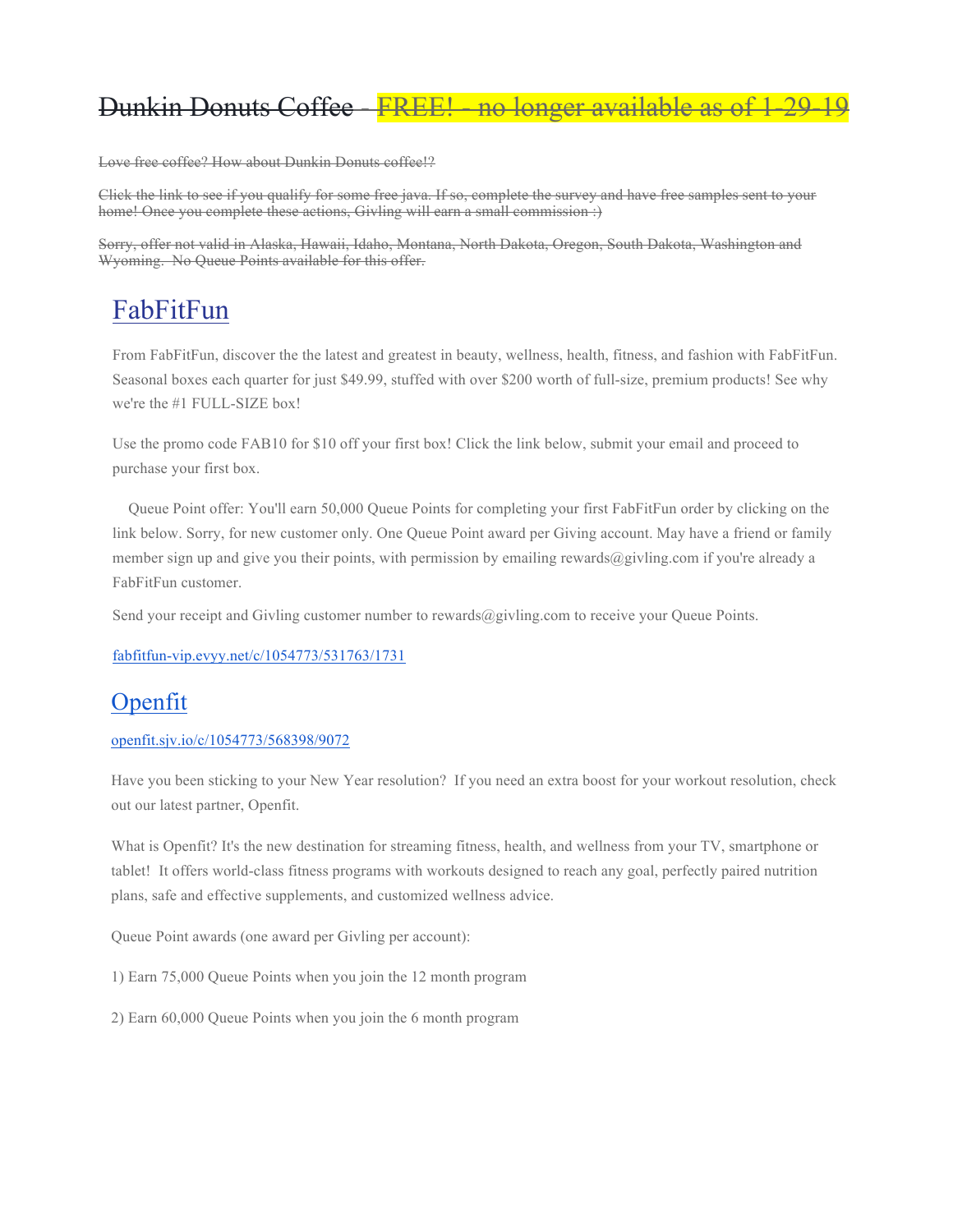# ~~Dunkin Donuts Coffee - FREE! - no longer available as of 1-29-19~~

~~Love free coffee? How about Dunkin Donuts coffee!?~~

~~Click the link to see if you qualify for some free java. If so, complete the survey and have free samples sent to your home! Once you complete these actions, Givling will earn a small commission :)~~

~~Sorry, offer not valid in Alaska, Hawaii, Idaho, Montana, North Dakota, Oregon, South Dakota, Washington and Wyoming. No Queue Points available for this offer.~~

## FabFitFun

From FabFitFun, discover the the latest and greatest in beauty, wellness, health, fitness, and fashion with FabFitFun. Seasonal boxes each quarter for just $49.99, stuffed with over $200 worth of full-size, premium products! See why we're the #1 FULL-SIZE box!

Use the promo code FAB10 for $10 off your first box! Click the link below, submit your email and proceed to purchase your first box.

Queue Point offer: You'll earn 50,000 Queue Points for completing your first FabFitFun order by clicking on the link below. Sorry, for new customer only. One Queue Point award per Giving account. May have a friend or family member sign up and give you their points, with permission by emailing rewards@givling.com if you're already a FabFitFun customer.

Send your receipt and Givling customer number to rewards@givling.com to receive your Queue Points.

fabfitfun-vip.evyy.net/c/1054773/531763/1731

## Openfit

openfit.sjv.io/c/1054773/568398/9072

Have you been sticking to your New Year resolution? If you need an extra boost for your workout resolution, check out our latest partner, Openfit.

What is Openfit? It's the new destination for streaming fitness, health, and wellness from your TV, smartphone or tablet! It offers world-class fitness programs with workouts designed to reach any goal, perfectly paired nutrition plans, safe and effective supplements, and customized wellness advice.

Queue Point awards (one award per Givling per account):

1) Earn 75,000 Queue Points when you join the 12 month program

2) Earn 60,000 Queue Points when you join the 6 month program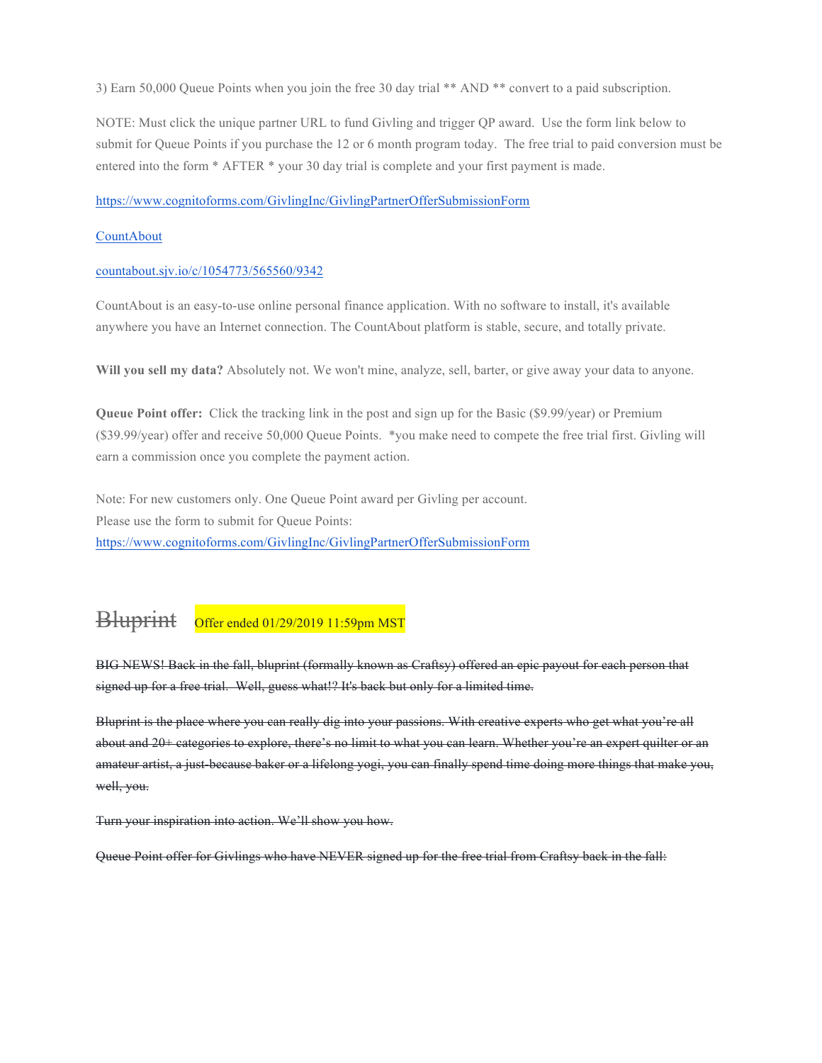3) Earn 50,000 Queue Points when you join the free 30 day trial ** AND ** convert to a paid subscription.

NOTE: Must click the unique partner URL to fund Givling and trigger QP award. Use the form link below to submit for Queue Points if you purchase the 12 or 6 month program today. The free trial to paid conversion must be entered into the form * AFTER * your 30 day trial is complete and your first payment is made.

https://www.cognitoforms.com/GivlingInc/GivlingPartnerOfferSubmissionForm

CountAbout

countabout.sjv.io/c/1054773/565560/9342

CountAbout is an easy-to-use online personal finance application. With no software to install, it's available anywhere you have an Internet connection. The CountAbout platform is stable, secure, and totally private.

**Will you sell my data?** Absolutely not. We won't mine, analyze, sell, barter, or give away your data to anyone.

**Queue Point offer:** Click the tracking link in the post and sign up for the Basic ($9.99/year) or Premium ($39.99/year) offer and receive 50,000 Queue Points. *you make need to compete the free trial first. Givling will earn a commission once you complete the payment action.

Note: For new customers only. One Queue Point award per Givling per account.
Please use the form to submit for Queue Points:
https://www.cognitoforms.com/GivlingInc/GivlingPartnerOfferSubmissionForm

## ~~Bluprint~~ Offer ended 01/29/2019 11:59pm MST

~~BIG NEWS! Back in the fall, bluprint (formally known as Craftsy) offered an epic payout for each person that signed up for a free trial. Well, guess what!? It's back but only for a limited time.~~

~~Bluprint is the place where you can really dig into your passions. With creative experts who get what you're all about and 20+ categories to explore, there's no limit to what you can learn. Whether you're an expert quilter or an amateur artist, a just-because baker or a lifelong yogi, you can finally spend time doing more things that make you, well, you.~~

~~Turn your inspiration into action. We'll show you how.~~

~~Queue Point offer for Givlings who have NEVER signed up for the free trial from Craftsy back in the fall:~~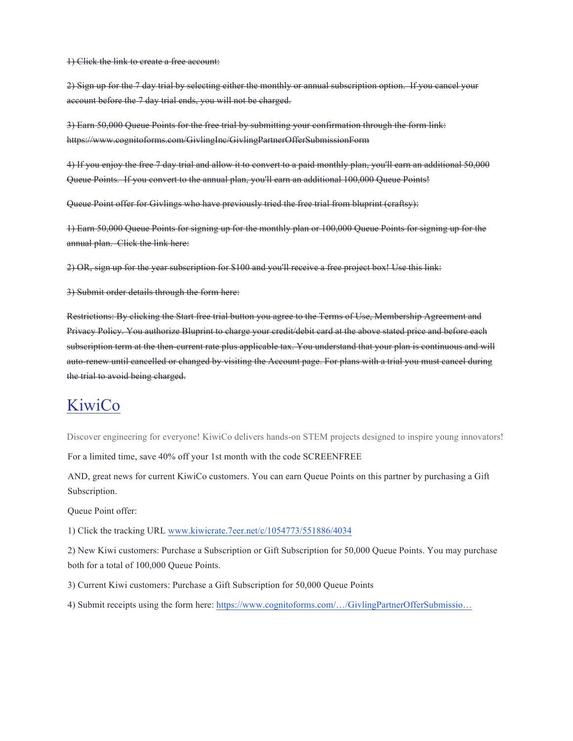~~1) Click the link to create a free account:~~

~~2) Sign up for the 7 day trial by selecting either the monthly or annual subscription option.  If you cancel your account before the 7 day trial ends, you will not be charged.~~

~~3) Earn 50,000 Queue Points for the free trial by submitting your confirmation through the form link: https://www.cognitoforms.com/GivlingInc/GivlingPartnerOfferSubmissionForm~~

~~4) If you enjoy the free 7 day trial and allow it to convert to a paid monthly plan, you'll earn an additional 50,000 Queue Points.  If you convert to the annual plan, you'll earn an additional 100,000 Queue Points!~~

~~Queue Point offer for Givlings who have previously tried the free trial from bluprint (craftsy):~~

~~1) Earn 50,000 Queue Points for signing up for the monthly plan or 100,000 Queue Points for signing up for the annual plan.  Click the link here:~~

~~2) OR, sign up for the year subscription for $100 and you'll receive a free project box! Use this link:~~

~~3) Submit order details through the form here:~~

~~Restrictions: By clicking the Start free trial button you agree to the Terms of Use, Membership Agreement and Privacy Policy. You authorize Bluprint to charge your credit/debit card at the above stated price and before each subscription term at the then-current rate plus applicable tax. You understand that your plan is continuous and will auto-renew until cancelled or changed by visiting the Account page. For plans with a trial you must cancel during the trial to avoid being charged.~~

# KiwiCo

Discover engineering for everyone! KiwiCo delivers hands-on STEM projects designed to inspire young innovators!

For a limited time, save 40% off your 1st month with the code SCREENFREE

AND, great news for current KiwiCo customers. You can earn Queue Points on this partner by purchasing a Gift Subscription.

Queue Point offer:

1) Click the tracking URL [www.kiwicrate.7eer.net/c/1054773/551886/4034](www.kiwicrate.7eer.net/c/1054773/551886/4034)

2) New Kiwi customers: Purchase a Subscription or Gift Subscription for 50,000 Queue Points. You may purchase both for a total of 100,000 Queue Points.

3) Current Kiwi customers: Purchase a Gift Subscription for 50,000 Queue Points

4) Submit receipts using the form here: [https://www.cognitoforms.com/…/GivlingPartnerOfferSubmissio…](https://www.cognitoforms.com/GivlingInc/GivlingPartnerOfferSubmissionForm)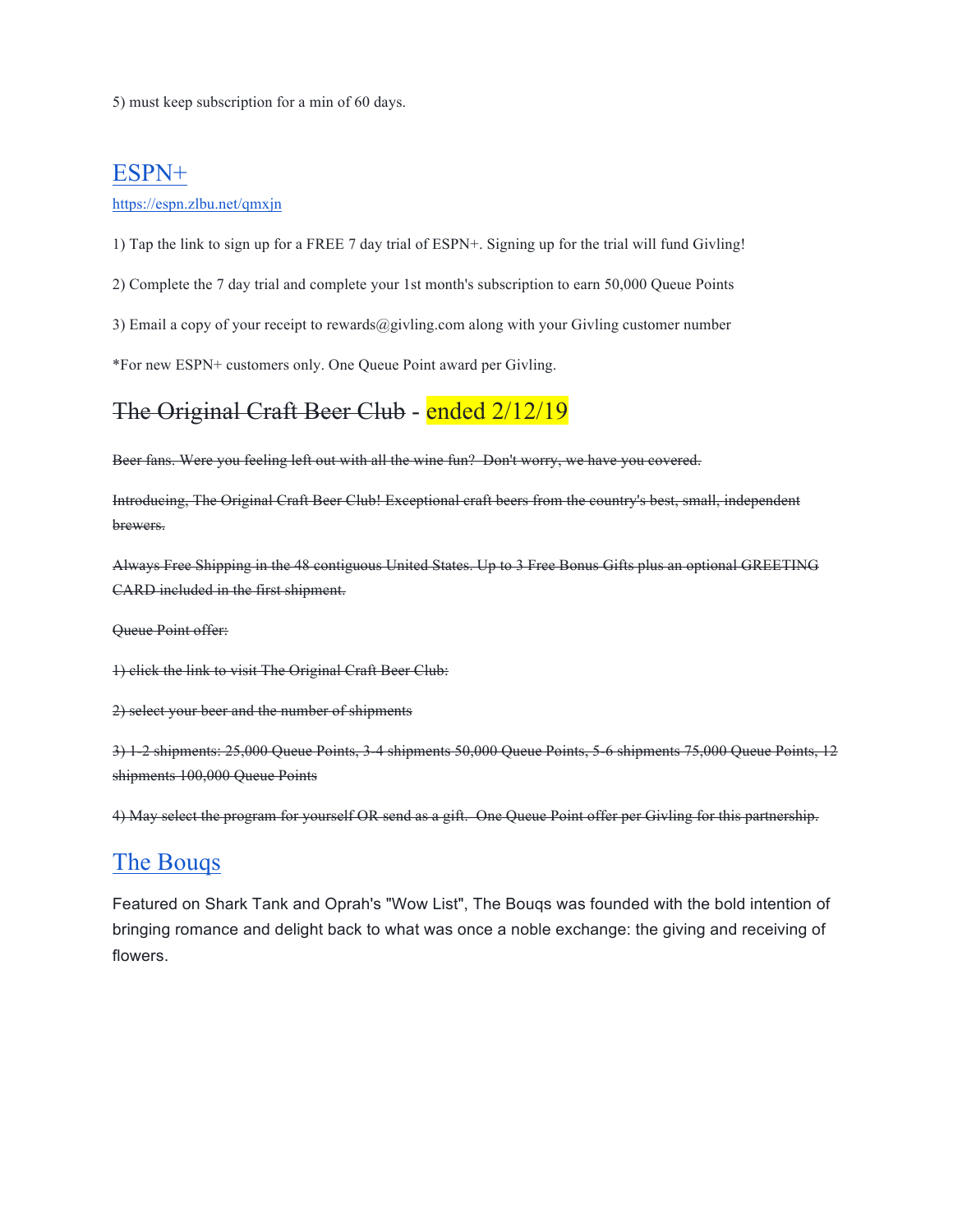5) must keep subscription for a min of 60 days.

## [ESPN+](https://espn.zlbu.net/qmxjn)

https://espn.zlbu.net/qmxjn

1) Tap the link to sign up for a FREE 7 day trial of ESPN+. Signing up for the trial will fund Givling!

2) Complete the 7 day trial and complete your 1st month's subscription to earn 50,000 Queue Points

3) Email a copy of your receipt to rewards@givling.com along with your Givling customer number

*For new ESPN+ customers only. One Queue Point award per Givling.

## ~~The Original Craft Beer Club~~ - ended 2/12/19

~~Beer fans. Were you feeling left out with all the wine fun? Don't worry, we have you covered.~~

~~Introducing, The Original Craft Beer Club! Exceptional craft beers from the country's best, small, independent brewers.~~

~~Always Free Shipping in the 48 contiguous United States. Up to 3 Free Bonus Gifts plus an optional GREETING CARD included in the first shipment.~~

~~Queue Point offer:~~

~~1) click the link to visit The Original Craft Beer Club:~~

~~2) select your beer and the number of shipments~~

~~3) 1-2 shipments: 25,000 Queue Points, 3-4 shipments 50,000 Queue Points, 5-6 shipments 75,000 Queue Points, 12 shipments 100,000 Queue Points~~

~~4) May select the program for yourself OR send as a gift. One Queue Point offer per Givling for this partnership.~~

## The Bouqs

Featured on Shark Tank and Oprah's "Wow List", The Bouqs was founded with the bold intention of bringing romance and delight back to what was once a noble exchange: the giving and receiving of flowers.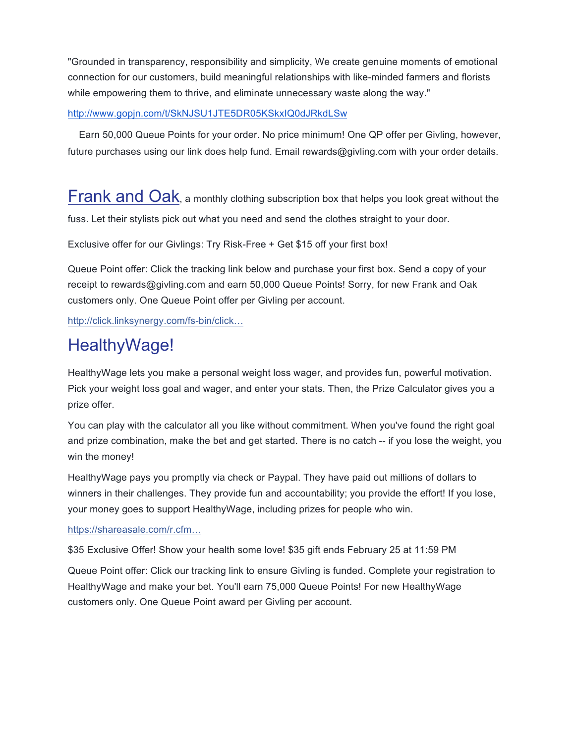"Grounded in transparency, responsibility and simplicity, We create genuine moments of emotional connection for our customers, build meaningful relationships with like-minded farmers and florists while empowering them to thrive, and eliminate unnecessary waste along the way."

http://www.gopjn.com/t/SkNJSU1JTE5DR05KSkxIQ0dJRkdLSw

Earn 50,000 Queue Points for your order. No price minimum! One QP offer per Givling, however, future purchases using our link does help fund. Email rewards@givling.com with your order details.

## Frank and Oak

**Frank and Oak**, a monthly clothing subscription box that helps you look great without the fuss. Let their stylists pick out what you need and send the clothes straight to your door.

Exclusive offer for our Givlings: Try Risk-Free + Get $15 off your first box!

Queue Point offer: Click the tracking link below and purchase your first box. Send a copy of your receipt to rewards@givling.com and earn 50,000 Queue Points! Sorry, for new Frank and Oak customers only. One Queue Point offer per Givling per account.

http://click.linksynergy.com/fs-bin/click…

## HealthyWage!

HealthyWage lets you make a personal weight loss wager, and provides fun, powerful motivation. Pick your weight loss goal and wager, and enter your stats. Then, the Prize Calculator gives you a prize offer.

You can play with the calculator all you like without commitment. When you've found the right goal and prize combination, make the bet and get started. There is no catch -- if you lose the weight, you win the money!

HealthyWage pays you promptly via check or Paypal. They have paid out millions of dollars to winners in their challenges. They provide fun and accountability; you provide the effort! If you lose, your money goes to support HealthyWage, including prizes for people who win.

https://shareasale.com/r.cfm…

$35 Exclusive Offer! Show your health some love! $35 gift ends February 25 at 11:59 PM

Queue Point offer: Click our tracking link to ensure Givling is funded. Complete your registration to HealthyWage and make your bet. You'll earn 75,000 Queue Points! For new HealthyWage customers only. One Queue Point award per Givling per account.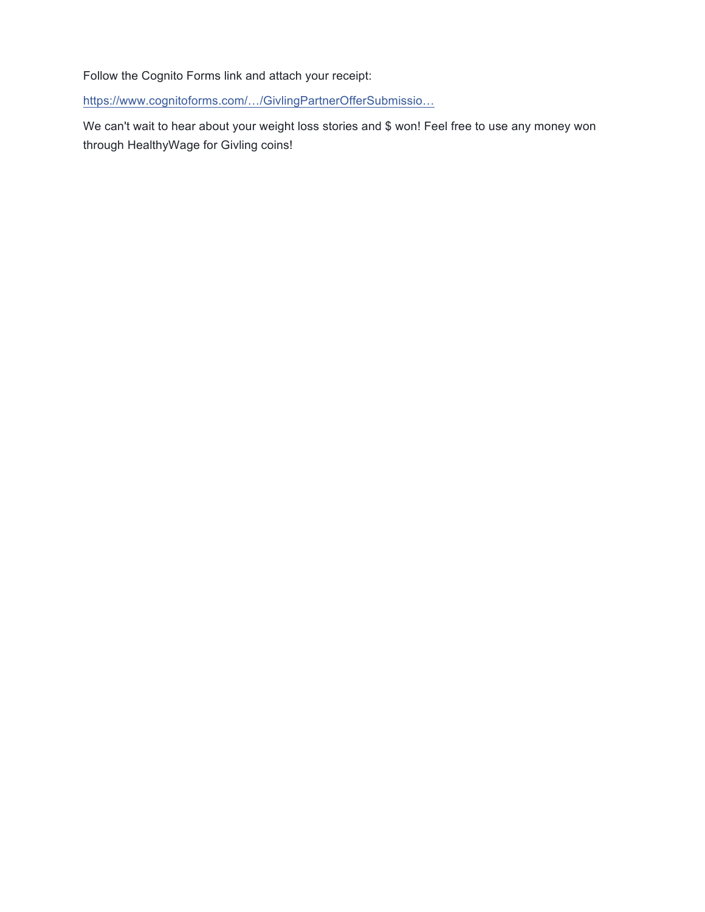Follow the Cognito Forms link and attach your receipt:

[https://www.cognitoforms.com/…/GivlingPartnerOfferSubmissio…](https://www.cognitoforms.com/…/GivlingPartnerOfferSubmissio…)

We can't wait to hear about your weight loss stories and $ won! Feel free to use any money won through HealthyWage for Givling coins!